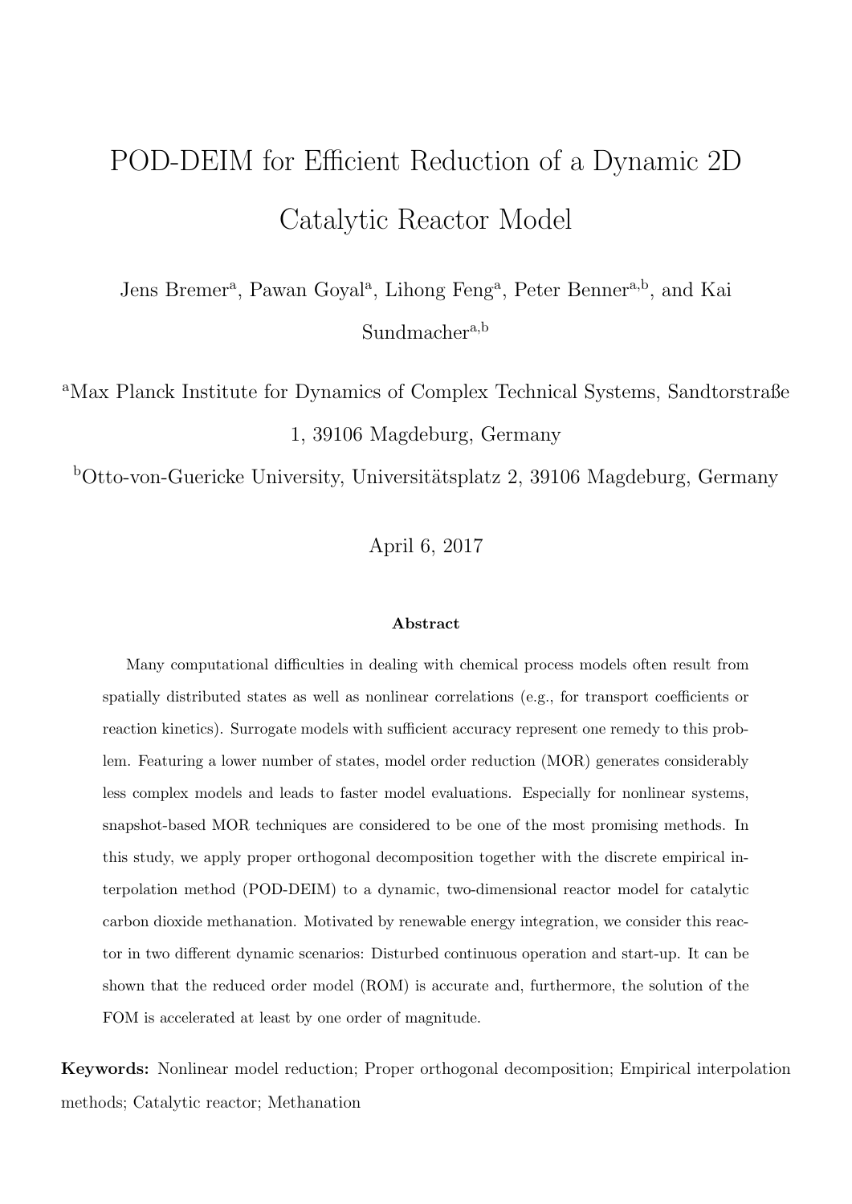# POD-DEIM for Efficient Reduction of a Dynamic 2D Catalytic Reactor Model

Jens Bremer[a], Pawan Goyal[a], Lihong Feng[a], Peter Benner[a,b], and Kai Sundmacher[a,b]

[a]Max Planck Institute for Dynamics of Complex Technical Systems, Sandtorstraße 1, 39106 Magdeburg, Germany

[b]Otto-von-Guericke University, Universitätsplatz 2, 39106 Magdeburg, Germany

April 6, 2017

### Abstract

Many computational difficulties in dealing with chemical process models often result from spatially distributed states as well as nonlinear correlations (e.g., for transport coefficients or reaction kinetics). Surrogate models with sufficient accuracy represent one remedy to this problem. Featuring a lower number of states, model order reduction (MOR) generates considerably less complex models and leads to faster model evaluations. Especially for nonlinear systems, snapshot-based MOR techniques are considered to be one of the most promising methods. In this study, we apply proper orthogonal decomposition together with the discrete empirical interpolation method (POD-DEIM) to a dynamic, two-dimensional reactor model for catalytic carbon dioxide methanation. Motivated by renewable energy integration, we consider this reactor in two different dynamic scenarios: Disturbed continuous operation and start-up. It can be shown that the reduced order model (ROM) is accurate and, furthermore, the solution of the FOM is accelerated at least by one order of magnitude.

**Keywords:** Nonlinear model reduction; Proper orthogonal decomposition; Empirical interpolation methods; Catalytic reactor; Methanation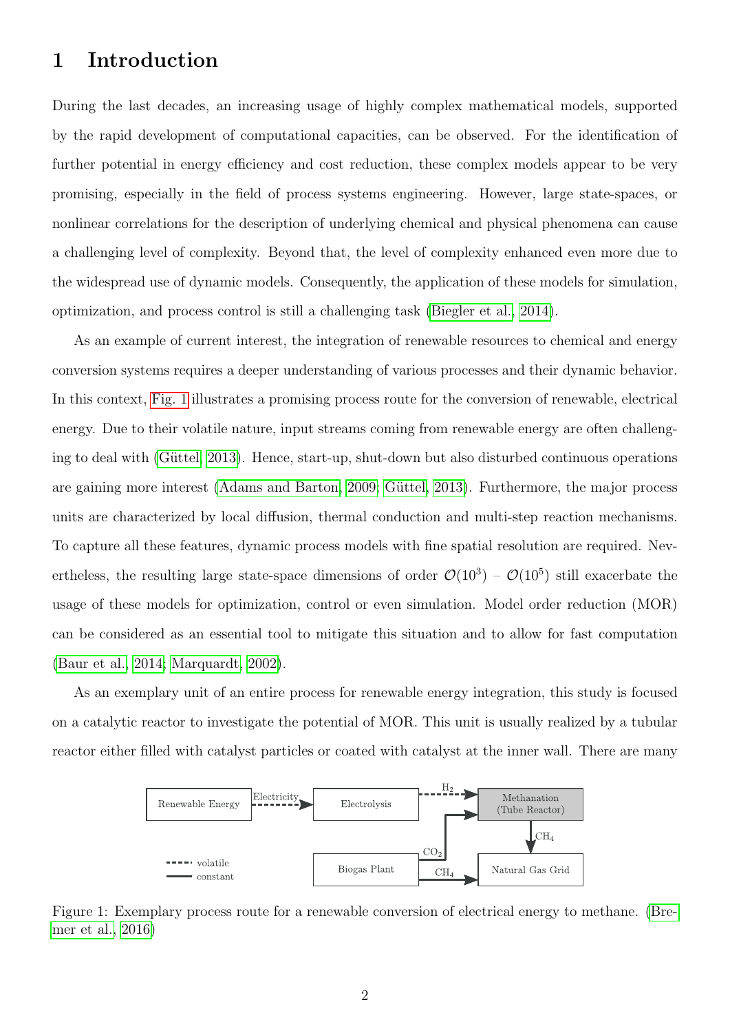# 1 Introduction

During the last decades, an increasing usage of highly complex mathematical models, supported by the rapid development of computational capacities, can be observed. For the identification of further potential in energy efficiency and cost reduction, these complex models appear to be very promising, especially in the field of process systems engineering. However, large state-spaces, or nonlinear correlations for the description of underlying chemical and physical phenomena can cause a challenging level of complexity. Beyond that, the level of complexity enhanced even more due to the widespread use of dynamic models. Consequently, the application of these models for simulation, optimization, and process control is still a challenging task (Biegler et al., 2014).

As an example of current interest, the integration of renewable resources to chemical and energy conversion systems requires a deeper understanding of various processes and their dynamic behavior. In this context, Fig. 1 illustrates a promising process route for the conversion of renewable, electrical energy. Due to their volatile nature, input streams coming from renewable energy are often challenging to deal with (Güttel, 2013). Hence, start-up, shut-down but also disturbed continuous operations are gaining more interest (Adams and Barton, 2009; Güttel, 2013). Furthermore, the major process units are characterized by local diffusion, thermal conduction and multi-step reaction mechanisms. To capture all these features, dynamic process models with fine spatial resolution are required. Nevertheless, the resulting large state-space dimensions of order $\mathcal{O}(10^3)$ – $\mathcal{O}(10^5)$ still exacerbate the usage of these models for optimization, control or even simulation. Model order reduction (MOR) can be considered as an essential tool to mitigate this situation and to allow for fast computation (Baur et al., 2014; Marquardt, 2002).

As an exemplary unit of an entire process for renewable energy integration, this study is focused on a catalytic reactor to investigate the potential of MOR. This unit is usually realized by a tubular reactor either filled with catalyst particles or coated with catalyst at the inner wall. There are many

Renewable Energy — Electricity → Electrolysis — $H_2$ → Methanation (Tube Reactor) — $CH_4$ → Natural Gas Grid; Biogas Plant — $CO_2$ → Methanation (Tube Reactor); Biogas Plant — $CH_4$ → Natural Gas Grid. (dashed: volatile; solid: constant)

Figure 1: Exemplary process route for a renewable conversion of electrical energy to methane. (Bremer et al., 2016)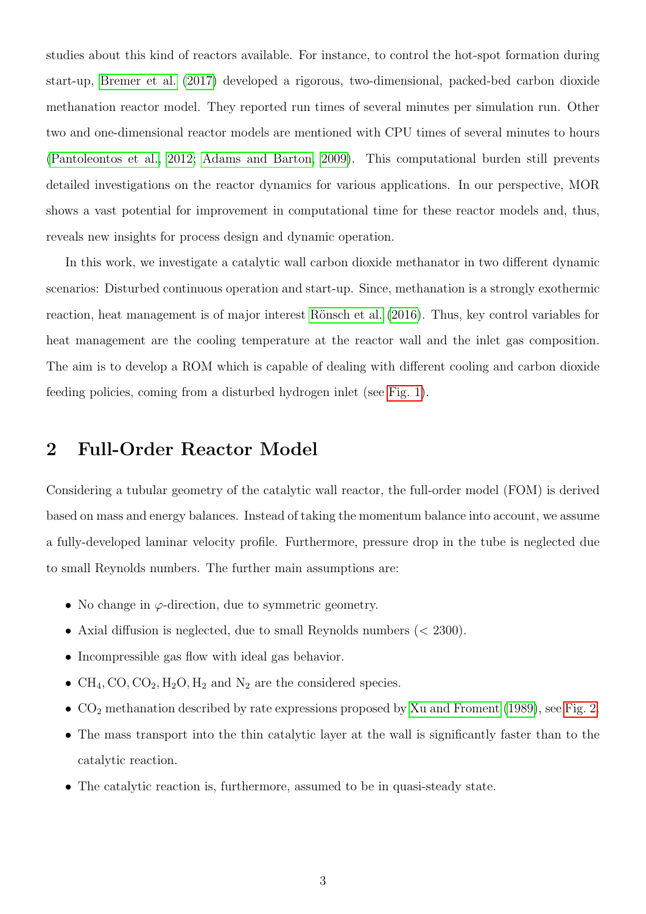studies about this kind of reactors available. For instance, to control the hot-spot formation during start-up, Bremer et al. (2017) developed a rigorous, two-dimensional, packed-bed carbon dioxide methanation reactor model. They reported run times of several minutes per simulation run. Other two and one-dimensional reactor models are mentioned with CPU times of several minutes to hours (Pantoleontos et al., 2012; Adams and Barton, 2009). This computational burden still prevents detailed investigations on the reactor dynamics for various applications. In our perspective, MOR shows a vast potential for improvement in computational time for these reactor models and, thus, reveals new insights for process design and dynamic operation.

In this work, we investigate a catalytic wall carbon dioxide methanator in two different dynamic scenarios: Disturbed continuous operation and start-up. Since, methanation is a strongly exothermic reaction, heat management is of major interest Rönsch et al. (2016). Thus, key control variables for heat management are the cooling temperature at the reactor wall and the inlet gas composition. The aim is to develop a ROM which is capable of dealing with different cooling and carbon dioxide feeding policies, coming from a disturbed hydrogen inlet (see Fig. 1).

## 2 Full-Order Reactor Model

Considering a tubular geometry of the catalytic wall reactor, the full-order model (FOM) is derived based on mass and energy balances. Instead of taking the momentum balance into account, we assume a fully-developed laminar velocity profile. Furthermore, pressure drop in the tube is neglected due to small Reynolds numbers. The further main assumptions are:

- No change in $\varphi$-direction, due to symmetric geometry.
- Axial diffusion is neglected, due to small Reynolds numbers ($< 2300$).
- Incompressible gas flow with ideal gas behavior.
- $CH_4, CO, CO_2, H_2O, H_2$ and $N_2$ are the considered species.
- $CO_2$ methanation described by rate expressions proposed by Xu and Froment (1989), see Fig. 2.
- The mass transport into the thin catalytic layer at the wall is significantly faster than to the catalytic reaction.
- The catalytic reaction is, furthermore, assumed to be in quasi-steady state.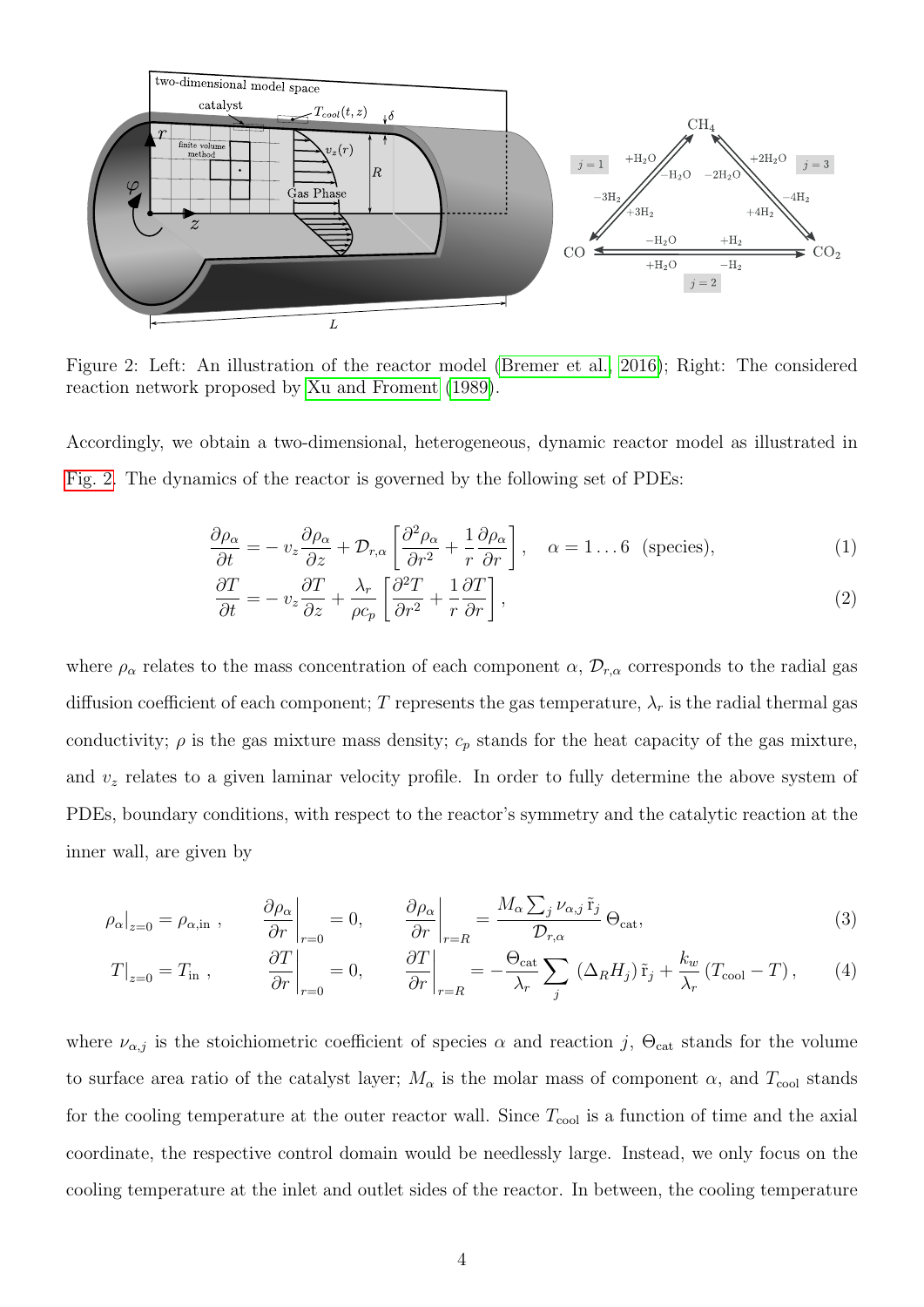Figure 2: Left: An illustration of the reactor model (Bremer et al., 2016); Right: The considered reaction network proposed by Xu and Froment (1989).

Accordingly, we obtain a two-dimensional, heterogeneous, dynamic reactor model as illustrated in Fig. 2. The dynamics of the reactor is governed by the following set of PDEs:

$$\frac{\partial \rho_\alpha}{\partial t} = - v_z \frac{\partial \rho_\alpha}{\partial z} + \mathcal{D}_{r,\alpha} \left[ \frac{\partial^2 \rho_\alpha}{\partial r^2} + \frac{1}{r} \frac{\partial \rho_\alpha}{\partial r} \right], \quad \alpha = 1 \dots 6 \ \text{(species)}, \tag{1}$$

$$\frac{\partial T}{\partial t} = - v_z \frac{\partial T}{\partial z} + \frac{\lambda_r}{\rho c_p} \left[ \frac{\partial^2 T}{\partial r^2} + \frac{1}{r} \frac{\partial T}{\partial r} \right], \tag{2}$$

where $\rho_\alpha$ relates to the mass concentration of each component $\alpha$, $\mathcal{D}_{r,\alpha}$ corresponds to the radial gas diffusion coefficient of each component; $T$ represents the gas temperature, $\lambda_r$ is the radial thermal gas conductivity; $\rho$ is the gas mixture mass density; $c_p$ stands for the heat capacity of the gas mixture, and $v_z$ relates to a given laminar velocity profile. In order to fully determine the above system of PDEs, boundary conditions, with respect to the reactor's symmetry and the catalytic reaction at the inner wall, are given by

$$\rho_\alpha\big|_{z=0} = \rho_{\alpha,\text{in}} \ , \qquad \left.\frac{\partial \rho_\alpha}{\partial r}\right|_{r=0} = 0, \qquad \left.\frac{\partial \rho_\alpha}{\partial r}\right|_{r=R} = \frac{M_\alpha \sum_j \nu_{\alpha,j}\, \tilde{\mathrm{r}}_j}{\mathcal{D}_{r,\alpha}}\, \Theta_{\text{cat}}, \tag{3}$$

$$T\big|_{z=0} = T_{\text{in}} \ , \qquad \left.\frac{\partial T}{\partial r}\right|_{r=0} = 0, \qquad \left.\frac{\partial T}{\partial r}\right|_{r=R} = -\frac{\Theta_{\text{cat}}}{\lambda_r} \sum_j \left(\Delta_R H_j\right) \tilde{\mathrm{r}}_j + \frac{k_w}{\lambda_r} \left(T_{\text{cool}} - T\right), \tag{4}$$

where $\nu_{\alpha,j}$ is the stoichiometric coefficient of species $\alpha$ and reaction $j$, $\Theta_{\text{cat}}$ stands for the volume to surface area ratio of the catalyst layer; $M_\alpha$ is the molar mass of component $\alpha$, and $T_{\text{cool}}$ stands for the cooling temperature at the outer reactor wall. Since $T_{\text{cool}}$ is a function of time and the axial coordinate, the respective control domain would be needlessly large. Instead, we only focus on the cooling temperature at the inlet and outlet sides of the reactor. In between, the cooling temperature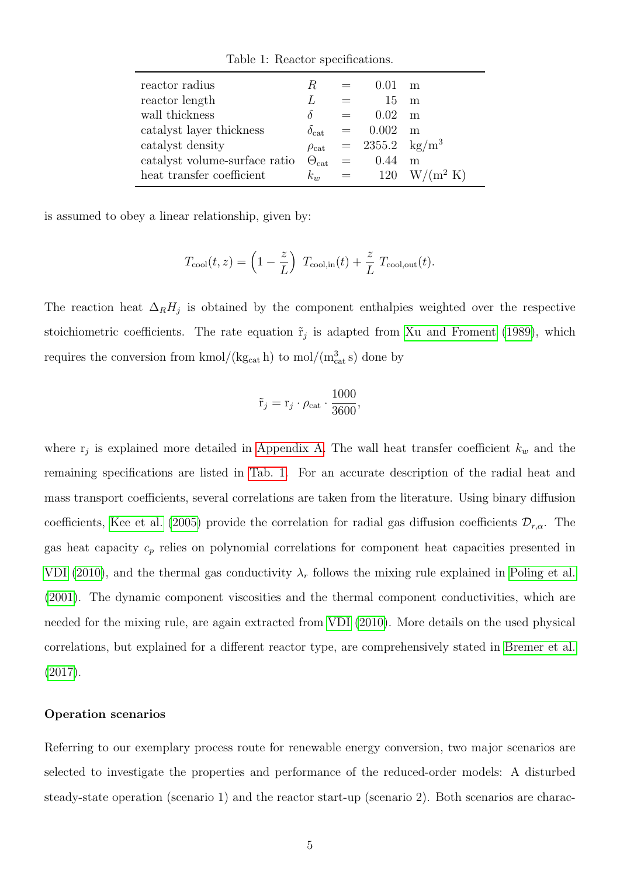Table 1: Reactor specifications.

| | | | | |
|---|---|---|---|---|
| reactor radius | $R$ | = | 0.01 | m |
| reactor length | $L$ | = | 15 | m |
| wall thickness | $\delta$ | = | 0.02 | m |
| catalyst layer thickness | $\delta_{\text{cat}}$ | = | 0.002 | m |
| catalyst density | $\rho_{\text{cat}}$ | = | 2355.2 | kg/m$^3$ |
| catalyst volume-surface ratio | $\Theta_{\text{cat}}$ | = | 0.44 | m |
| heat transfer coefficient | $k_w$ | = | 120 | W/(m$^2$ K) |

is assumed to obey a linear relationship, given by:

$$T_{\text{cool}}(t,z) = \left(1 - \frac{z}{L}\right)\ T_{\text{cool,in}}(t) + \frac{z}{L}\ T_{\text{cool,out}}(t).$$

The reaction heat $\Delta_R H_j$ is obtained by the component enthalpies weighted over the respective stoichiometric coefficients. The rate equation $\tilde{\mathrm{r}}_j$ is adapted from Xu and Froment (1989), which requires the conversion from kmol/(kg$_{\text{cat}}$ h) to mol/(m$^3_{\text{cat}}$ s) done by

$$\tilde{\mathrm{r}}_j = \mathrm{r}_j \cdot \rho_{\text{cat}} \cdot \frac{1000}{3600},$$

where $\mathrm{r}_j$ is explained more detailed in Appendix A. The wall heat transfer coefficient $k_w$ and the remaining specifications are listed in Tab. 1. For an accurate description of the radial heat and mass transport coefficients, several correlations are taken from the literature. Using binary diffusion coefficients, Kee et al. (2005) provide the correlation for radial gas diffusion coefficients $\mathcal{D}_{r,\alpha}$. The gas heat capacity $c_p$ relies on polynomial correlations for component heat capacities presented in VDI (2010), and the thermal gas conductivity $\lambda_r$ follows the mixing rule explained in Poling et al. (2001). The dynamic component viscosities and the thermal component conductivities, which are needed for the mixing rule, are again extracted from VDI (2010). More details on the used physical correlations, but explained for a different reactor type, are comprehensively stated in Bremer et al. (2017).

**Operation scenarios**

Referring to our exemplary process route for renewable energy conversion, two major scenarios are selected to investigate the properties and performance of the reduced-order models: A disturbed steady-state operation (scenario 1) and the reactor start-up (scenario 2). Both scenarios are charac-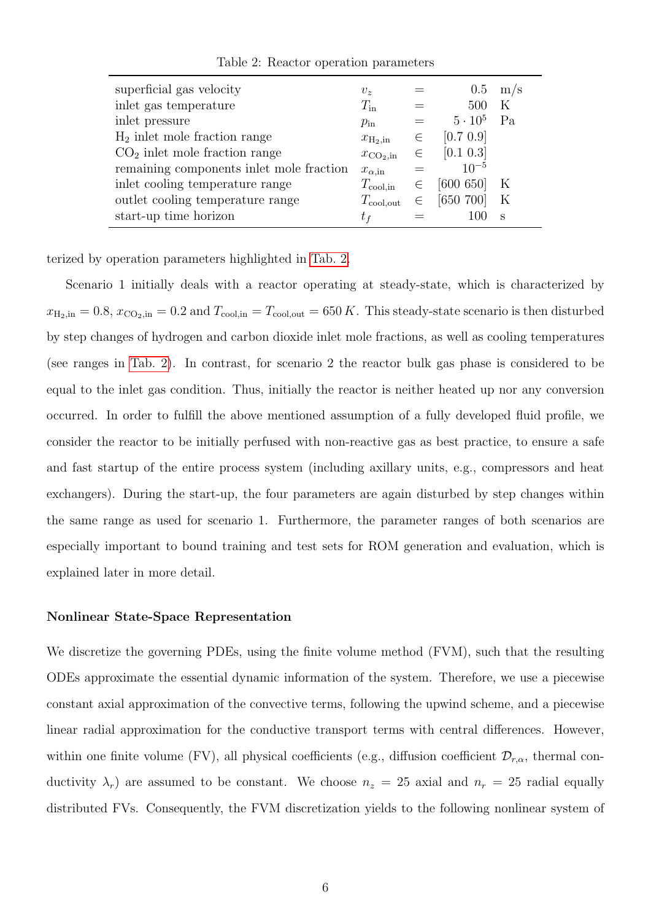Table 2: Reactor operation parameters

| | | | | |
|---|---|---|---|---|
| superficial gas velocity | $v_z$ | $=$ | $0.5$ | m/s |
| inlet gas temperature | $T_{\text{in}}$ | $=$ | $500$ | K |
| inlet pressure | $p_{\text{in}}$ | $=$ | $5 \cdot 10^5$ | Pa |
| $H_2$ inlet mole fraction range | $x_{\text{H}_2,\text{in}}$ | $\in$ | $[0.7\ 0.9]$ | |
| $CO_2$ inlet mole fraction range | $x_{\text{CO}_2,\text{in}}$ | $\in$ | $[0.1\ 0.3]$ | |
| remaining components inlet mole fraction | $x_{\alpha,\text{in}}$ | $=$ | $10^{-5}$ | |
| inlet cooling temperature range | $T_{\text{cool,in}}$ | $\in$ | $[600\ 650]$ | K |
| outlet cooling temperature range | $T_{\text{cool,out}}$ | $\in$ | $[650\ 700]$ | K |
| start-up time horizon | $t_f$ | $=$ | $100$ | s |

terized by operation parameters highlighted in Tab. 2.

Scenario 1 initially deals with a reactor operating at steady-state, which is characterized by $x_{\text{H}_2,\text{in}} = 0.8$, $x_{\text{CO}_2,\text{in}} = 0.2$ and $T_{\text{cool,in}} = T_{\text{cool,out}} = 650\,K$. This steady-state scenario is then disturbed by step changes of hydrogen and carbon dioxide inlet mole fractions, as well as cooling temperatures (see ranges in Tab. 2). In contrast, for scenario 2 the reactor bulk gas phase is considered to be equal to the inlet gas condition. Thus, initially the reactor is neither heated up nor any conversion occurred. In order to fulfill the above mentioned assumption of a fully developed fluid profile, we consider the reactor to be initially perfused with non-reactive gas as best practice, to ensure a safe and fast startup of the entire process system (including axillary units, e.g., compressors and heat exchangers). During the start-up, the four parameters are again disturbed by step changes within the same range as used for scenario 1. Furthermore, the parameter ranges of both scenarios are especially important to bound training and test sets for ROM generation and evaluation, which is explained later in more detail.

#### Nonlinear State-Space Representation

We discretize the governing PDEs, using the finite volume method (FVM), such that the resulting ODEs approximate the essential dynamic information of the system. Therefore, we use a piecewise constant axial approximation of the convective terms, following the upwind scheme, and a piecewise linear radial approximation for the conductive transport terms with central differences. However, within one finite volume (FV), all physical coefficients (e.g., diffusion coefficient $\mathcal{D}_{r,\alpha}$, thermal conductivity $\lambda_r$) are assumed to be constant. We choose $n_z = 25$ axial and $n_r = 25$ radial equally distributed FVs. Consequently, the FVM discretization yields to the following nonlinear system of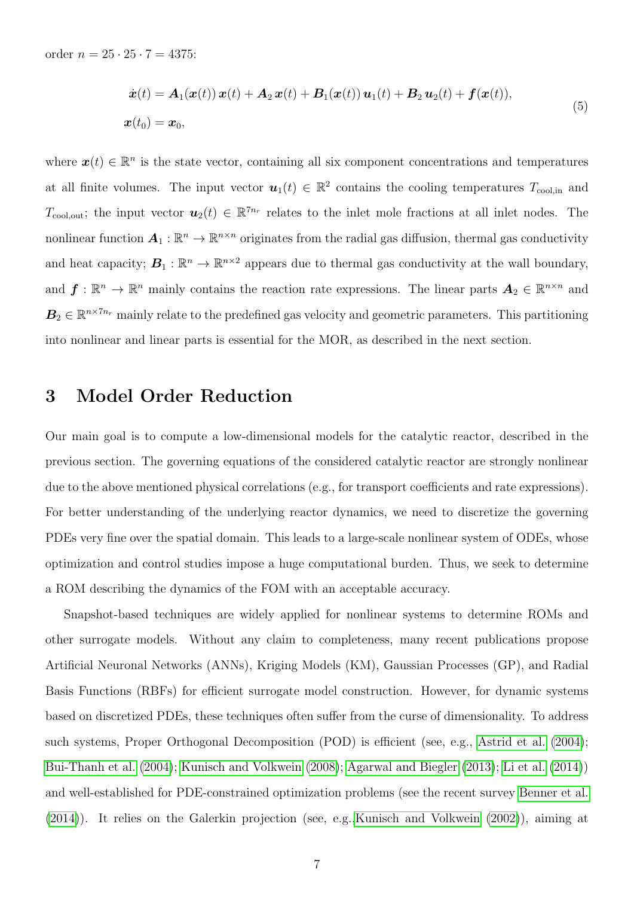order $n = 25 \cdot 25 \cdot 7 = 4375$:

$$
\begin{aligned}
\dot{\boldsymbol{x}}(t) &= \boldsymbol{A}_1(\boldsymbol{x}(t))\,\boldsymbol{x}(t) + \boldsymbol{A}_2\,\boldsymbol{x}(t) + \boldsymbol{B}_1(\boldsymbol{x}(t))\,\boldsymbol{u}_1(t) + \boldsymbol{B}_2\,\boldsymbol{u}_2(t) + \boldsymbol{f}(\boldsymbol{x}(t)), \\
\boldsymbol{x}(t_0) &= \boldsymbol{x}_0,
\end{aligned}
\tag{5}
$$

where $\boldsymbol{x}(t) \in \mathbb{R}^n$ is the state vector, containing all six component concentrations and temperatures at all finite volumes. The input vector $\boldsymbol{u}_1(t) \in \mathbb{R}^2$ contains the cooling temperatures $T_{\text{cool,in}}$ and $T_{\text{cool,out}}$; the input vector $\boldsymbol{u}_2(t) \in \mathbb{R}^{7n_r}$ relates to the inlet mole fractions at all inlet nodes. The nonlinear function $\boldsymbol{A}_1 : \mathbb{R}^n \to \mathbb{R}^{n\times n}$ originates from the radial gas diffusion, thermal gas conductivity and heat capacity; $\boldsymbol{B}_1 : \mathbb{R}^n \to \mathbb{R}^{n\times 2}$ appears due to thermal gas conductivity at the wall boundary, and $\boldsymbol{f} : \mathbb{R}^n \to \mathbb{R}^n$ mainly contains the reaction rate expressions. The linear parts $\boldsymbol{A}_2 \in \mathbb{R}^{n\times n}$ and $\boldsymbol{B}_2 \in \mathbb{R}^{n\times 7n_r}$ mainly relate to the predefined gas velocity and geometric parameters. This partitioning into nonlinear and linear parts is essential for the MOR, as described in the next section.

## 3 Model Order Reduction

Our main goal is to compute a low-dimensional models for the catalytic reactor, described in the previous section. The governing equations of the considered catalytic reactor are strongly nonlinear due to the above mentioned physical correlations (e.g., for transport coefficients and rate expressions). For better understanding of the underlying reactor dynamics, we need to discretize the governing PDEs very fine over the spatial domain. This leads to a large-scale nonlinear system of ODEs, whose optimization and control studies impose a huge computational burden. Thus, we seek to determine a ROM describing the dynamics of the FOM with an acceptable accuracy.

Snapshot-based techniques are widely applied for nonlinear systems to determine ROMs and other surrogate models. Without any claim to completeness, many recent publications propose Artificial Neuronal Networks (ANNs), Kriging Models (KM), Gaussian Processes (GP), and Radial Basis Functions (RBFs) for efficient surrogate model construction. However, for dynamic systems based on discretized PDEs, these techniques often suffer from the curse of dimensionality. To address such systems, Proper Orthogonal Decomposition (POD) is efficient (see, e.g., Astrid et al. (2004); Bui-Thanh et al. (2004); Kunisch and Volkwein (2008); Agarwal and Biegler (2013); Li et al. (2014)) and well-established for PDE-constrained optimization problems (see the recent survey Benner et al. (2014)). It relies on the Galerkin projection (see, e.g., Kunisch and Volkwein (2002)), aiming at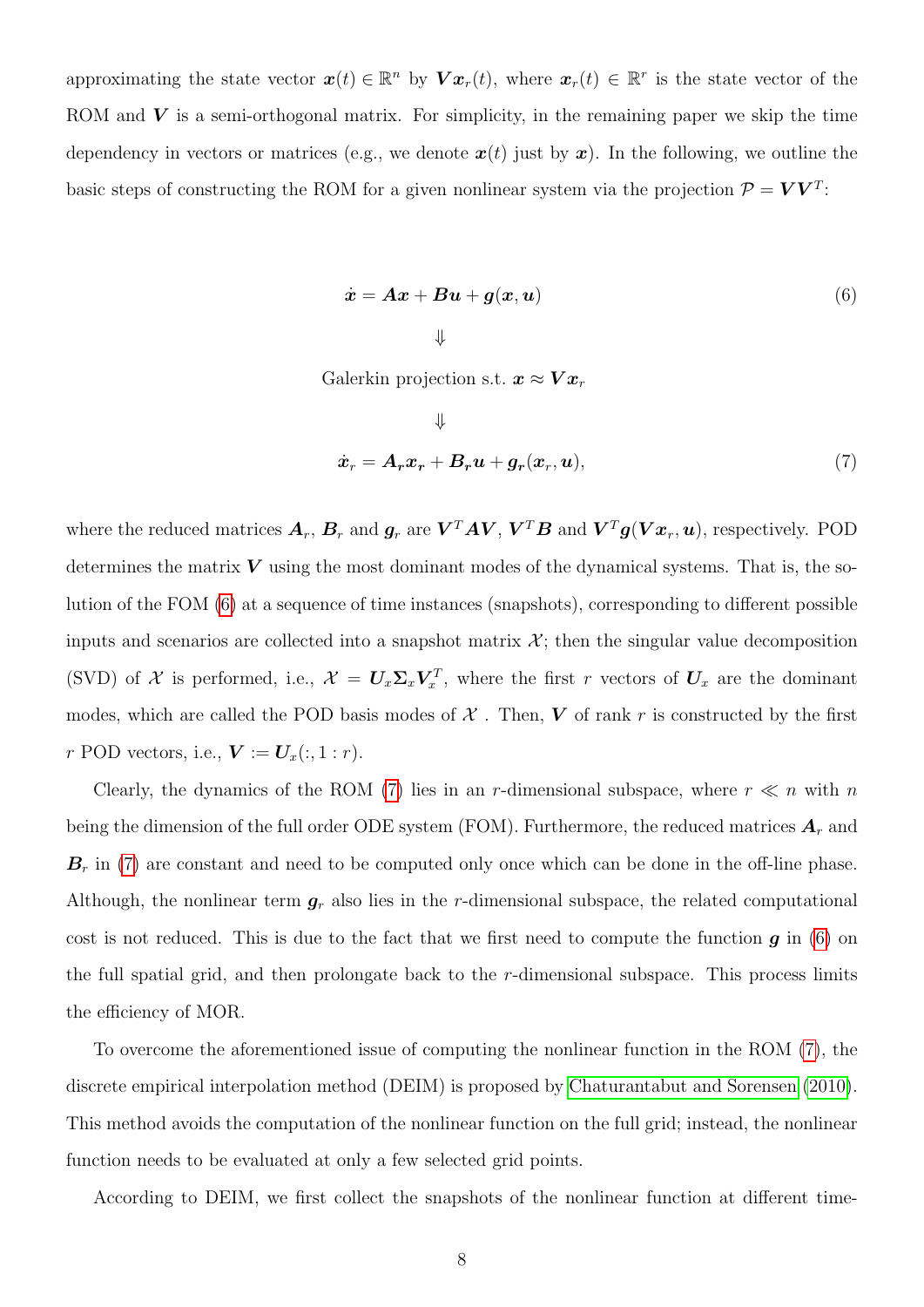approximating the state vector $\boldsymbol{x}(t) \in \mathbb{R}^n$ by $\boldsymbol{V}\boldsymbol{x}_r(t)$, where $\boldsymbol{x}_r(t) \in \mathbb{R}^r$ is the state vector of the ROM and $\boldsymbol{V}$ is a semi-orthogonal matrix. For simplicity, in the remaining paper we skip the time dependency in vectors or matrices (e.g., we denote $\boldsymbol{x}(t)$ just by $\boldsymbol{x}$). In the following, we outline the basic steps of constructing the ROM for a given nonlinear system via the projection $\mathcal{P} = \boldsymbol{V}\boldsymbol{V}^T$:

$$\dot{\boldsymbol{x}} = \boldsymbol{A}\boldsymbol{x} + \boldsymbol{B}\boldsymbol{u} + \boldsymbol{g}(\boldsymbol{x}, \boldsymbol{u}) \tag{6}$$

$$\Downarrow$$

$$\text{Galerkin projection s.t. } \boldsymbol{x} \approx \boldsymbol{V}\boldsymbol{x}_r$$

$$\Downarrow$$

$$\dot{\boldsymbol{x}}_r = \boldsymbol{A_r}\boldsymbol{x_r} + \boldsymbol{B_r}\boldsymbol{u} + \boldsymbol{g_r}(\boldsymbol{x}_r, \boldsymbol{u}), \tag{7}$$

where the reduced matrices $\boldsymbol{A}_r$, $\boldsymbol{B}_r$ and $\boldsymbol{g}_r$ are $\boldsymbol{V}^T\boldsymbol{A}\boldsymbol{V}$, $\boldsymbol{V}^T\boldsymbol{B}$ and $\boldsymbol{V}^T\boldsymbol{g}(\boldsymbol{V}\boldsymbol{x}_r, \boldsymbol{u})$, respectively. POD determines the matrix $\boldsymbol{V}$ using the most dominant modes of the dynamical systems. That is, the solution of the FOM (6) at a sequence of time instances (snapshots), corresponding to different possible inputs and scenarios are collected into a snapshot matrix $\mathcal{X}$; then the singular value decomposition (SVD) of $\mathcal{X}$ is performed, i.e., $\mathcal{X} = \boldsymbol{U}_x\boldsymbol{\Sigma}_x\boldsymbol{V}_x^T$, where the first $r$ vectors of $\boldsymbol{U}_x$ are the dominant modes, which are called the POD basis modes of $\mathcal{X}$ . Then, $\boldsymbol{V}$ of rank $r$ is constructed by the first $r$ POD vectors, i.e., $\boldsymbol{V} := \boldsymbol{U}_x(:, 1:r)$.

Clearly, the dynamics of the ROM (7) lies in an $r$-dimensional subspace, where $r \ll n$ with $n$ being the dimension of the full order ODE system (FOM). Furthermore, the reduced matrices $\boldsymbol{A}_r$ and $\boldsymbol{B}_r$ in (7) are constant and need to be computed only once which can be done in the off-line phase. Although, the nonlinear term $\boldsymbol{g}_r$ also lies in the $r$-dimensional subspace, the related computational cost is not reduced. This is due to the fact that we first need to compute the function $\boldsymbol{g}$ in (6) on the full spatial grid, and then prolongate back to the $r$-dimensional subspace. This process limits the efficiency of MOR.

To overcome the aforementioned issue of computing the nonlinear function in the ROM (7), the discrete empirical interpolation method (DEIM) is proposed by Chaturantabut and Sorensen (2010). This method avoids the computation of the nonlinear function on the full grid; instead, the nonlinear function needs to be evaluated at only a few selected grid points.

According to DEIM, we first collect the snapshots of the nonlinear function at different time-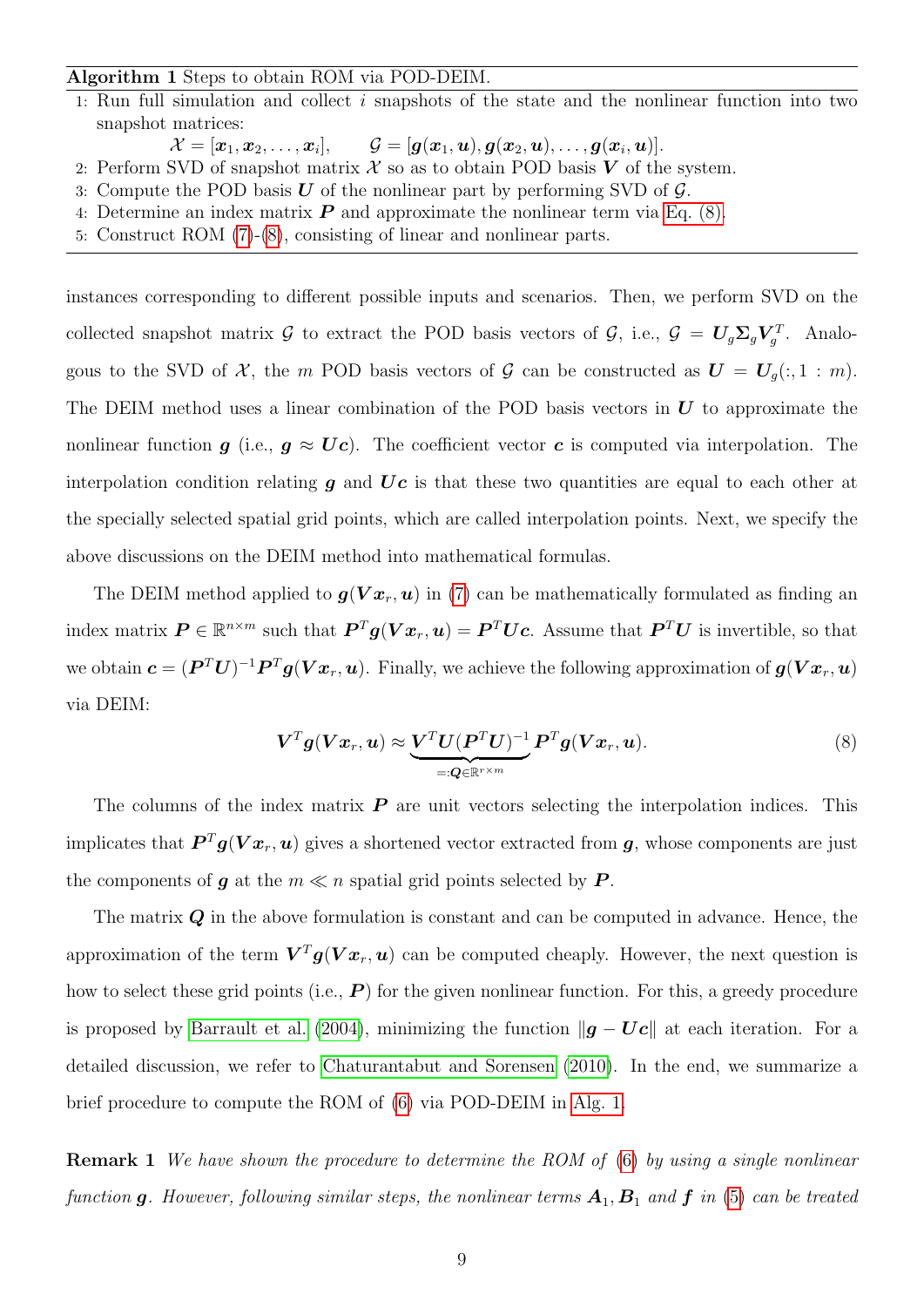**Algorithm 1** Steps to obtain ROM via POD-DEIM.

1: Run full simulation and collect $i$ snapshots of the state and the nonlinear function into two snapshot matrices:
$$\mathcal{X} = [\boldsymbol{x}_1, \boldsymbol{x}_2, \ldots, \boldsymbol{x}_i], \qquad \mathcal{G} = [\boldsymbol{g}(\boldsymbol{x}_1, \boldsymbol{u}), \boldsymbol{g}(\boldsymbol{x}_2, \boldsymbol{u}), \ldots, \boldsymbol{g}(\boldsymbol{x}_i, \boldsymbol{u})].$$
2: Perform SVD of snapshot matrix $\mathcal{X}$ so as to obtain POD basis $\boldsymbol{V}$ of the system.
3: Compute the POD basis $\boldsymbol{U}$ of the nonlinear part by performing SVD of $\mathcal{G}$.
4: Determine an index matrix $\boldsymbol{P}$ and approximate the nonlinear term via Eq. (8).
5: Construct ROM (7)-(8), consisting of linear and nonlinear parts.

instances corresponding to different possible inputs and scenarios. Then, we perform SVD on the collected snapshot matrix $\mathcal{G}$ to extract the POD basis vectors of $\mathcal{G}$, i.e., $\mathcal{G} = \boldsymbol{U}_g \boldsymbol{\Sigma}_g \boldsymbol{V}_g^T$. Analogous to the SVD of $\mathcal{X}$, the $m$ POD basis vectors of $\mathcal{G}$ can be constructed as $\boldsymbol{U} = \boldsymbol{U}_g(:, 1:m)$. The DEIM method uses a linear combination of the POD basis vectors in $\boldsymbol{U}$ to approximate the nonlinear function $\boldsymbol{g}$ (i.e., $\boldsymbol{g} \approx \boldsymbol{U}\boldsymbol{c}$). The coefficient vector $\boldsymbol{c}$ is computed via interpolation. The interpolation condition relating $\boldsymbol{g}$ and $\boldsymbol{U}\boldsymbol{c}$ is that these two quantities are equal to each other at the specially selected spatial grid points, which are called interpolation points. Next, we specify the above discussions on the DEIM method into mathematical formulas.

The DEIM method applied to $\boldsymbol{g}(\boldsymbol{V}\boldsymbol{x}_r, \boldsymbol{u})$ in (7) can be mathematically formulated as finding an index matrix $\boldsymbol{P} \in \mathbb{R}^{n \times m}$ such that $\boldsymbol{P}^T \boldsymbol{g}(\boldsymbol{V}\boldsymbol{x}_r, \boldsymbol{u}) = \boldsymbol{P}^T \boldsymbol{U}\boldsymbol{c}$. Assume that $\boldsymbol{P}^T\boldsymbol{U}$ is invertible, so that we obtain $\boldsymbol{c} = (\boldsymbol{P}^T\boldsymbol{U})^{-1}\boldsymbol{P}^T\boldsymbol{g}(\boldsymbol{V}\boldsymbol{x}_r, \boldsymbol{u})$. Finally, we achieve the following approximation of $\boldsymbol{g}(\boldsymbol{V}\boldsymbol{x}_r, \boldsymbol{u})$ via DEIM:

$$\boldsymbol{V}^T \boldsymbol{g}(\boldsymbol{V}\boldsymbol{x}_r, \boldsymbol{u}) \approx \underbrace{\boldsymbol{V}^T\boldsymbol{U}(\boldsymbol{P}^T\boldsymbol{U})^{-1}}_{=:\boldsymbol{Q} \in \mathbb{R}^{r \times m}} \boldsymbol{P}^T \boldsymbol{g}(\boldsymbol{V}\boldsymbol{x}_r, \boldsymbol{u}). \tag{8}$$

The columns of the index matrix $\boldsymbol{P}$ are unit vectors selecting the interpolation indices. This implicates that $\boldsymbol{P}^T\boldsymbol{g}(\boldsymbol{V}\boldsymbol{x}_r, \boldsymbol{u})$ gives a shortened vector extracted from $\boldsymbol{g}$, whose components are just the components of $\boldsymbol{g}$ at the $m \ll n$ spatial grid points selected by $\boldsymbol{P}$.

The matrix $\boldsymbol{Q}$ in the above formulation is constant and can be computed in advance. Hence, the approximation of the term $\boldsymbol{V}^T\boldsymbol{g}(\boldsymbol{V}\boldsymbol{x}_r, \boldsymbol{u})$ can be computed cheaply. However, the next question is how to select these grid points (i.e., $\boldsymbol{P}$) for the given nonlinear function. For this, a greedy procedure is proposed by Barrault et al. (2004), minimizing the function $\|\boldsymbol{g} - \boldsymbol{U}\boldsymbol{c}\|$ at each iteration. For a detailed discussion, we refer to Chaturantabut and Sorensen (2010). In the end, we summarize a brief procedure to compute the ROM of (6) via POD-DEIM in Alg. 1.

**Remark 1** *We have shown the procedure to determine the ROM of (6) by using a single nonlinear function $\boldsymbol{g}$. However, following similar steps, the nonlinear terms $\boldsymbol{A}_1, \boldsymbol{B}_1$ and $\boldsymbol{f}$ in (5) can be treated*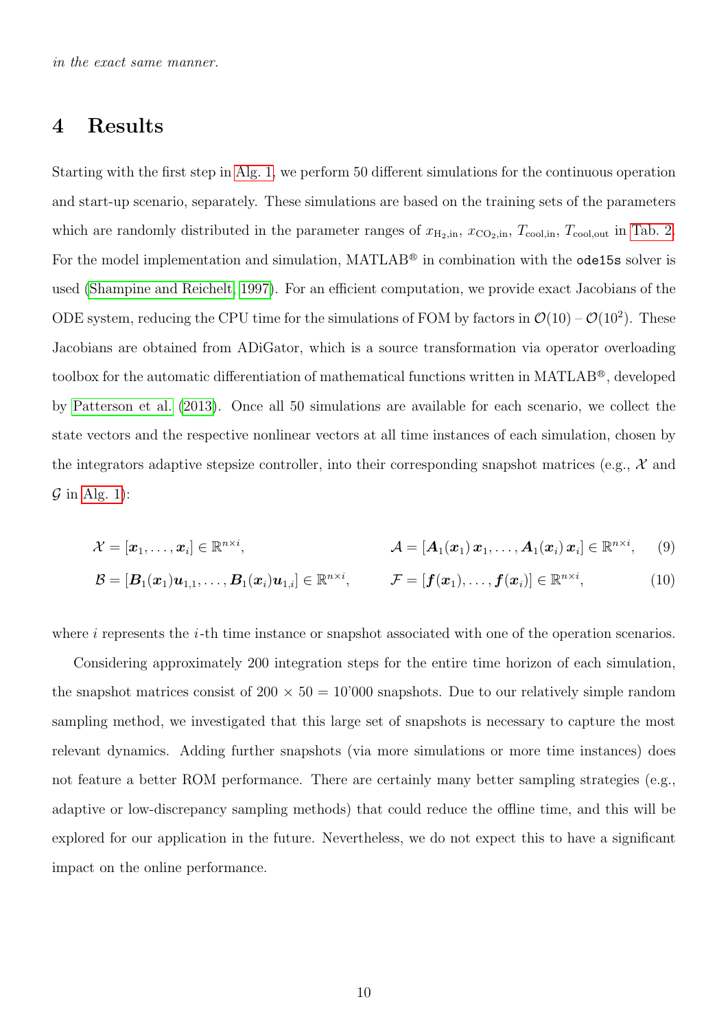*in the exact same manner.*

# 4 Results

Starting with the first step in Alg. 1, we perform 50 different simulations for the continuous operation and start-up scenario, separately. These simulations are based on the training sets of the parameters which are randomly distributed in the parameter ranges of $x_{\mathrm{H_2,in}}$, $x_{\mathrm{CO_2,in}}$, $T_{\mathrm{cool,in}}$, $T_{\mathrm{cool,out}}$ in Tab. 2. For the model implementation and simulation, MATLAB® in combination with the `ode15s` solver is used (Shampine and Reichelt, 1997). For an efficient computation, we provide exact Jacobians of the ODE system, reducing the CPU time for the simulations of FOM by factors in $\mathcal{O}(10)$ – $\mathcal{O}(10^2)$. These Jacobians are obtained from ADiGator, which is a source transformation via operator overloading toolbox for the automatic differentiation of mathematical functions written in MATLAB®, developed by Patterson et al. (2013). Once all 50 simulations are available for each scenario, we collect the state vectors and the respective nonlinear vectors at all time instances of each simulation, chosen by the integrators adaptive stepsize controller, into their corresponding snapshot matrices (e.g., $\mathcal{X}$ and $\mathcal{G}$ in Alg. 1):

$$\mathcal{X} = [\boldsymbol{x}_1, \ldots, \boldsymbol{x}_i] \in \mathbb{R}^{n \times i}, \qquad \mathcal{A} = [\boldsymbol{A}_1(\boldsymbol{x}_1)\,\boldsymbol{x}_1, \ldots, \boldsymbol{A}_1(\boldsymbol{x}_i)\,\boldsymbol{x}_i] \in \mathbb{R}^{n \times i}, \tag{9}$$

$$\mathcal{B} = [\boldsymbol{B}_1(\boldsymbol{x}_1)\boldsymbol{u}_{1,1}, \ldots, \boldsymbol{B}_1(\boldsymbol{x}_i)\boldsymbol{u}_{1,i}] \in \mathbb{R}^{n \times i}, \qquad \mathcal{F} = [\boldsymbol{f}(\boldsymbol{x}_1), \ldots, \boldsymbol{f}(\boldsymbol{x}_i)] \in \mathbb{R}^{n \times i}, \tag{10}$$

where $i$ represents the $i$-th time instance or snapshot associated with one of the operation scenarios.

Considering approximately 200 integration steps for the entire time horizon of each simulation, the snapshot matrices consist of $200 \times 50 = 10'000$ snapshots. Due to our relatively simple random sampling method, we investigated that this large set of snapshots is necessary to capture the most relevant dynamics. Adding further snapshots (via more simulations or more time instances) does not feature a better ROM performance. There are certainly many better sampling strategies (e.g., adaptive or low-discrepancy sampling methods) that could reduce the offline time, and this will be explored for our application in the future. Nevertheless, we do not expect this to have a significant impact on the online performance.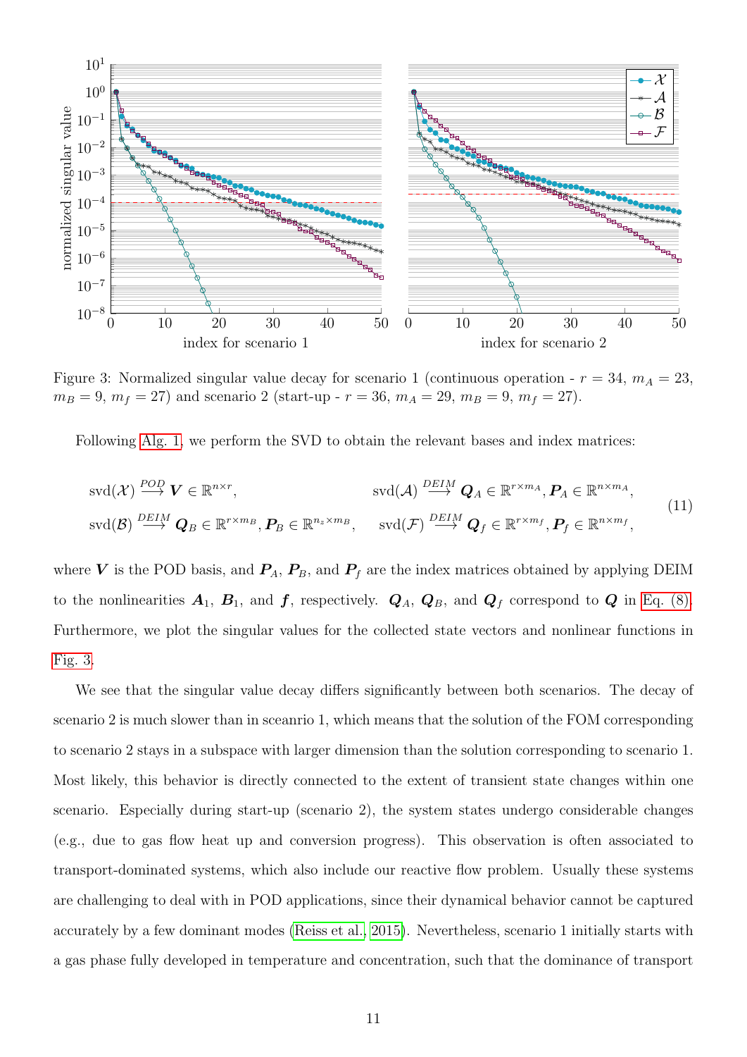Figure 3: Normalized singular value decay for scenario 1 (continuous operation - $r = 34$, $m_A = 23$, $m_B = 9$, $m_f = 27$) and scenario 2 (start-up - $r = 36$, $m_A = 29$, $m_B = 9$, $m_f = 27$).

Following Alg. 1, we perform the SVD to obtain the relevant bases and index matrices:

$$
\begin{aligned}
&\text{svd}(\mathcal{X}) \xrightarrow{POD} \boldsymbol{V} \in \mathbb{R}^{n \times r}, && \text{svd}(\mathcal{A}) \xrightarrow{DEIM} \boldsymbol{Q}_A \in \mathbb{R}^{r \times m_A}, \boldsymbol{P}_A \in \mathbb{R}^{n \times m_A}, \\
&\text{svd}(\mathcal{B}) \xrightarrow{DEIM} \boldsymbol{Q}_B \in \mathbb{R}^{r \times m_B}, \boldsymbol{P}_B \in \mathbb{R}^{n_z \times m_B}, && \text{svd}(\mathcal{F}) \xrightarrow{DEIM} \boldsymbol{Q}_f \in \mathbb{R}^{r \times m_f}, \boldsymbol{P}_f \in \mathbb{R}^{n \times m_f},
\end{aligned}
\tag{11}
$$

where $\boldsymbol{V}$ is the POD basis, and $\boldsymbol{P}_A$, $\boldsymbol{P}_B$, and $\boldsymbol{P}_f$ are the index matrices obtained by applying DEIM to the nonlinearities $\boldsymbol{A}_1$, $\boldsymbol{B}_1$, and $\boldsymbol{f}$, respectively. $\boldsymbol{Q}_A$, $\boldsymbol{Q}_B$, and $\boldsymbol{Q}_f$ correspond to $\boldsymbol{Q}$ in Eq. (8). Furthermore, we plot the singular values for the collected state vectors and nonlinear functions in Fig. 3.

We see that the singular value decay differs significantly between both scenarios. The decay of scenario 2 is much slower than in sceanrio 1, which means that the solution of the FOM corresponding to scenario 2 stays in a subspace with larger dimension than the solution corresponding to scenario 1. Most likely, this behavior is directly connected to the extent of transient state changes within one scenario. Especially during start-up (scenario 2), the system states undergo considerable changes (e.g., due to gas flow heat up and conversion progress). This observation is often associated to transport-dominated systems, which also include our reactive flow problem. Usually these systems are challenging to deal with in POD applications, since their dynamical behavior cannot be captured accurately by a few dominant modes (Reiss et al., 2015). Nevertheless, scenario 1 initially starts with a gas phase fully developed in temperature and concentration, such that the dominance of transport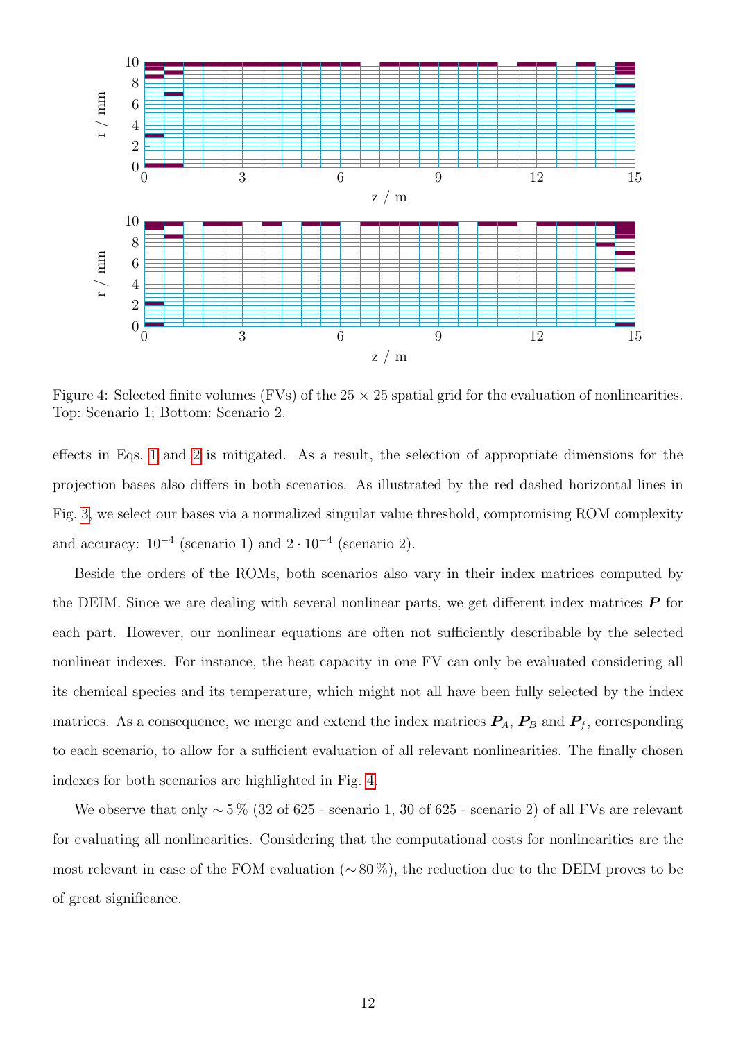Figure 4: Selected finite volumes (FVs) of the $25 \times 25$ spatial grid for the evaluation of nonlinearities. Top: Scenario 1; Bottom: Scenario 2.

effects in Eqs. 1 and 2 is mitigated. As a result, the selection of appropriate dimensions for the projection bases also differs in both scenarios. As illustrated by the red dashed horizontal lines in Fig. 3, we select our bases via a normalized singular value threshold, compromising ROM complexity and accuracy: $10^{-4}$ (scenario 1) and $2 \cdot 10^{-4}$ (scenario 2).

Beside the orders of the ROMs, both scenarios also vary in their index matrices computed by the DEIM. Since we are dealing with several nonlinear parts, we get different index matrices $\boldsymbol{P}$ for each part. However, our nonlinear equations are often not sufficiently describable by the selected nonlinear indexes. For instance, the heat capacity in one FV can only be evaluated considering all its chemical species and its temperature, which might not all have been fully selected by the index matrices. As a consequence, we merge and extend the index matrices $\boldsymbol{P}_A$, $\boldsymbol{P}_B$ and $\boldsymbol{P}_f$, corresponding to each scenario, to allow for a sufficient evaluation of all relevant nonlinearities. The finally chosen indexes for both scenarios are highlighted in Fig. 4.

We observe that only $\sim 5\,\%$ (32 of 625 - scenario 1, 30 of 625 - scenario 2) of all FVs are relevant for evaluating all nonlinearities. Considering that the computational costs for nonlinearities are the most relevant in case of the FOM evaluation ($\sim 80\,\%$), the reduction due to the DEIM proves to be of great significance.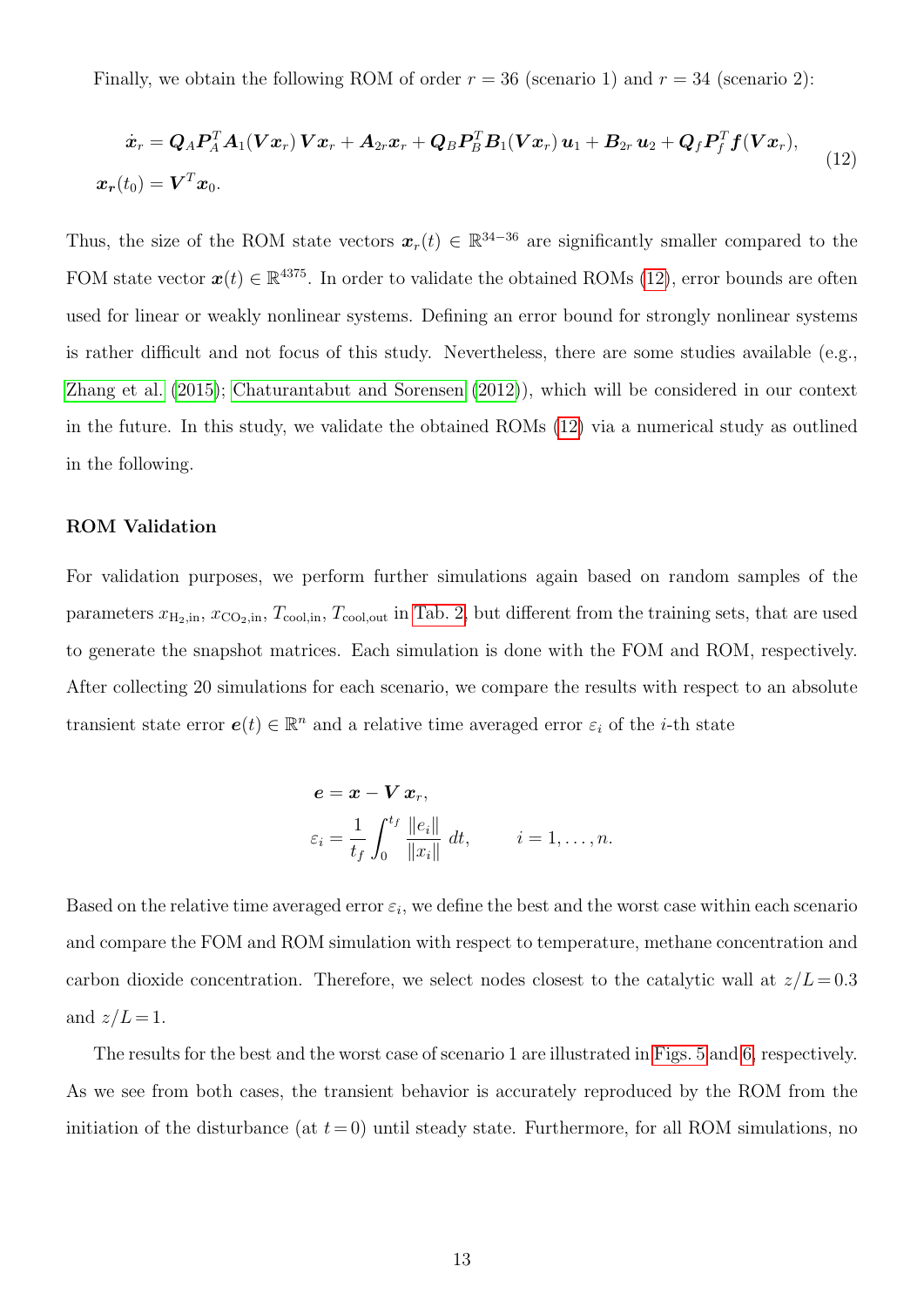Finally, we obtain the following ROM of order $r = 36$ (scenario 1) and $r = 34$ (scenario 2):

$$
\begin{aligned}
\dot{\boldsymbol{x}}_r &= \boldsymbol{Q}_A \boldsymbol{P}_A^T \boldsymbol{A}_1(\boldsymbol{V}\boldsymbol{x}_r)\, \boldsymbol{V}\boldsymbol{x}_r + \boldsymbol{A}_{2r}\boldsymbol{x}_r + \boldsymbol{Q}_B \boldsymbol{P}_B^T \boldsymbol{B}_1(\boldsymbol{V}\boldsymbol{x}_r)\, \boldsymbol{u}_1 + \boldsymbol{B}_{2r}\, \boldsymbol{u}_2 + \boldsymbol{Q}_f \boldsymbol{P}_f^T \boldsymbol{f}(\boldsymbol{V}\boldsymbol{x}_r), \\
\boldsymbol{x_r}(t_0) &= \boldsymbol{V}^T \boldsymbol{x}_0.
\end{aligned}
\tag{12}
$$

Thus, the size of the ROM state vectors $\boldsymbol{x}_r(t) \in \mathbb{R}^{34-36}$ are significantly smaller compared to the FOM state vector $\boldsymbol{x}(t) \in \mathbb{R}^{4375}$. In order to validate the obtained ROMs (12), error bounds are often used for linear or weakly nonlinear systems. Defining an error bound for strongly nonlinear systems is rather difficult and not focus of this study. Nevertheless, there are some studies available (e.g., Zhang et al. (2015); Chaturantabut and Sorensen (2012)), which will be considered in our context in the future. In this study, we validate the obtained ROMs (12) via a numerical study as outlined in the following.

### ROM Validation

For validation purposes, we perform further simulations again based on random samples of the parameters $x_{\mathrm{H_2,in}}$, $x_{\mathrm{CO_2,in}}$, $T_{\mathrm{cool,in}}$, $T_{\mathrm{cool,out}}$ in Tab. 2, but different from the training sets, that are used to generate the snapshot matrices. Each simulation is done with the FOM and ROM, respectively. After collecting 20 simulations for each scenario, we compare the results with respect to an absolute transient state error $\boldsymbol{e}(t) \in \mathbb{R}^n$ and a relative time averaged error $\varepsilon_i$ of the $i$-th state

$$
\begin{aligned}
\boldsymbol{e} &= \boldsymbol{x} - \boldsymbol{V}\, \boldsymbol{x}_r, \\
\varepsilon_i &= \frac{1}{t_f} \int_0^{t_f} \frac{\|e_i\|}{\|x_i\|}\, dt, \qquad i = 1, \ldots, n.
\end{aligned}
$$

Based on the relative time averaged error $\varepsilon_i$, we define the best and the worst case within each scenario and compare the FOM and ROM simulation with respect to temperature, methane concentration and carbon dioxide concentration. Therefore, we select nodes closest to the catalytic wall at $z/L = 0.3$ and $z/L = 1$.

The results for the best and the worst case of scenario 1 are illustrated in Figs. 5 and 6, respectively. As we see from both cases, the transient behavior is accurately reproduced by the ROM from the initiation of the disturbance (at $t = 0$) until steady state. Furthermore, for all ROM simulations, no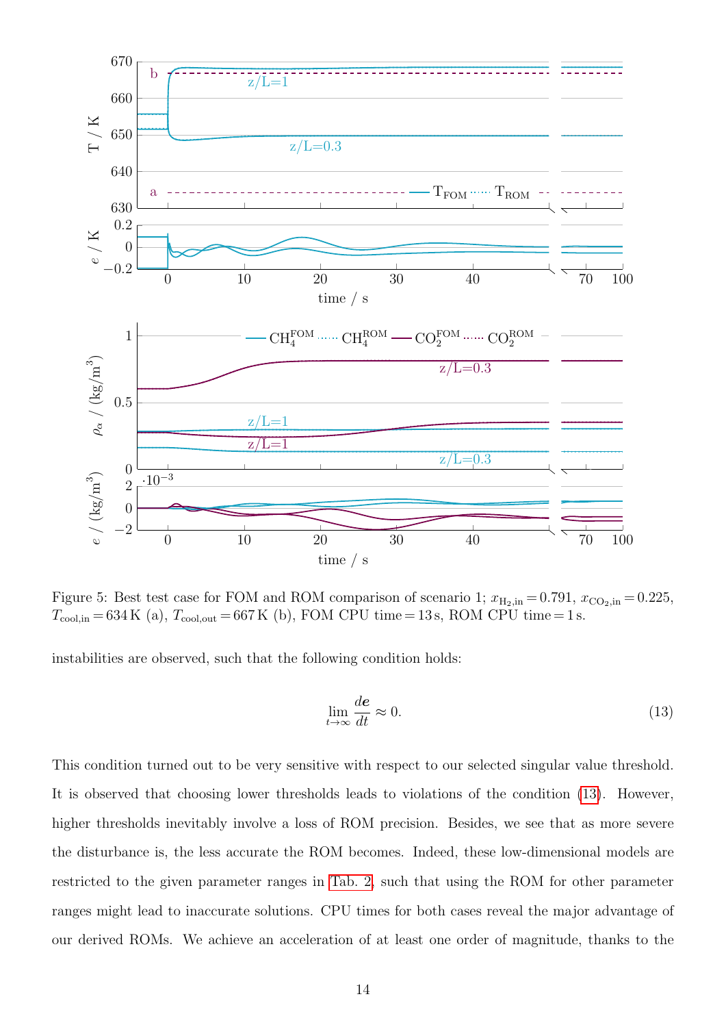Figure 5: Best test case for FOM and ROM comparison of scenario 1; $x_{\mathrm{H_2,in}} = 0.791$, $x_{\mathrm{CO_2,in}} = 0.225$, $T_{\mathrm{cool,in}} = 634\,\mathrm{K}$ (a), $T_{\mathrm{cool,out}} = 667\,\mathrm{K}$ (b), FOM CPU time = 13 s, ROM CPU time = 1 s.

instabilities are observed, such that the following condition holds:

$$\lim_{t\to\infty} \frac{d\boldsymbol{e}}{dt} \approx 0. \tag{13}$$

This condition turned out to be very sensitive with respect to our selected singular value threshold. It is observed that choosing lower thresholds leads to violations of the condition (13). However, higher thresholds inevitably involve a loss of ROM precision. Besides, we see that as more severe the disturbance is, the less accurate the ROM becomes. Indeed, these low-dimensional models are restricted to the given parameter ranges in Tab. 2, such that using the ROM for other parameter ranges might lead to inaccurate solutions. CPU times for both cases reveal the major advantage of our derived ROMs. We achieve an acceleration of at least one order of magnitude, thanks to the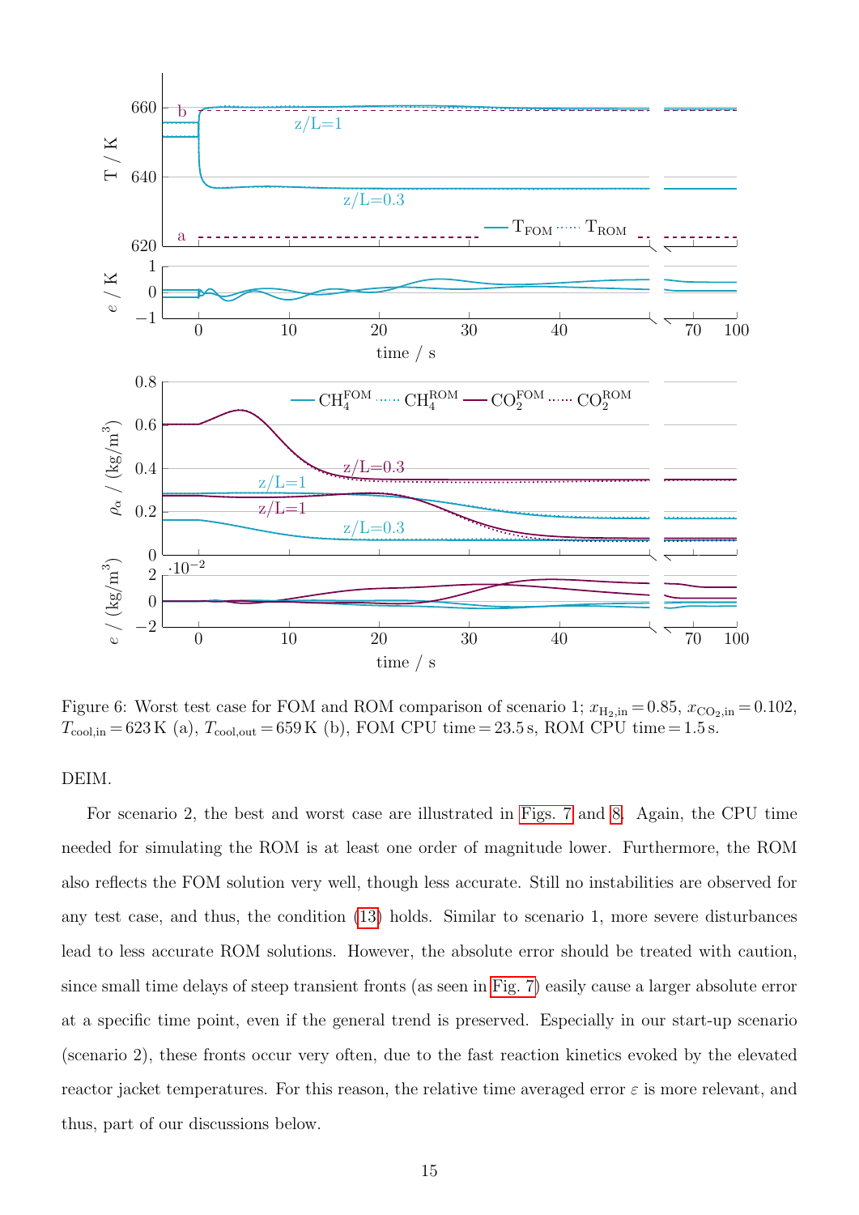Figure 6: Worst test case for FOM and ROM comparison of scenario 1; $x_{\mathrm{H_2,in}} = 0.85$, $x_{\mathrm{CO_2,in}} = 0.102$, $T_{\mathrm{cool,in}} = 623\,\mathrm{K}$ (a), $T_{\mathrm{cool,out}} = 659\,\mathrm{K}$ (b), FOM CPU time = 23.5 s, ROM CPU time = 1.5 s.

DEIM.

For scenario 2, the best and worst case are illustrated in Figs. 7 and 8. Again, the CPU time needed for simulating the ROM is at least one order of magnitude lower. Furthermore, the ROM also reflects the FOM solution very well, though less accurate. Still no instabilities are observed for any test case, and thus, the condition (13) holds. Similar to scenario 1, more severe disturbances lead to less accurate ROM solutions. However, the absolute error should be treated with caution, since small time delays of steep transient fronts (as seen in Fig. 7) easily cause a larger absolute error at a specific time point, even if the general trend is preserved. Especially in our start-up scenario (scenario 2), these fronts occur very often, due to the fast reaction kinetics evoked by the elevated reactor jacket temperatures. For this reason, the relative time averaged error $\varepsilon$ is more relevant, and thus, part of our discussions below.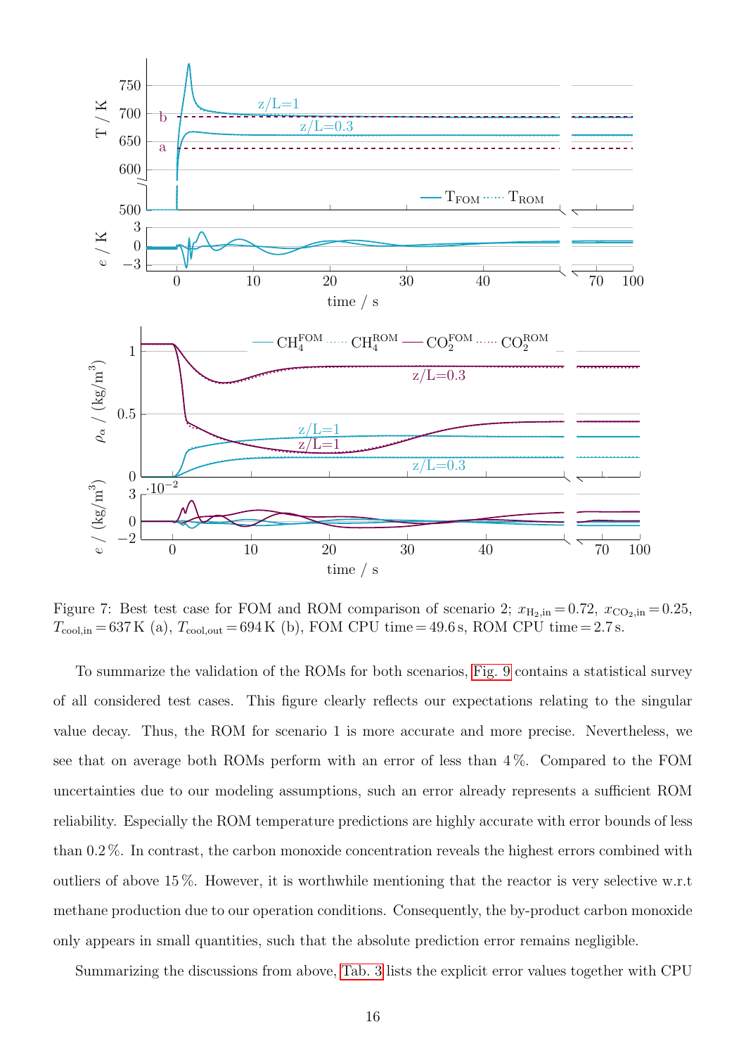Figure 7: Best test case for FOM and ROM comparison of scenario 2; $x_{\mathrm{H_2,in}} = 0.72$, $x_{\mathrm{CO_2,in}} = 0.25$, $T_{\mathrm{cool,in}} = 637\,\mathrm{K}$ (a), $T_{\mathrm{cool,out}} = 694\,\mathrm{K}$ (b), FOM CPU time = 49.6 s, ROM CPU time = 2.7 s.

To summarize the validation of the ROMs for both scenarios, Fig. 9 contains a statistical survey of all considered test cases. This figure clearly reflects our expectations relating to the singular value decay. Thus, the ROM for scenario 1 is more accurate and more precise. Nevertheless, we see that on average both ROMs perform with an error of less than 4 %. Compared to the FOM uncertainties due to our modeling assumptions, such an error already represents a sufficient ROM reliability. Especially the ROM temperature predictions are highly accurate with error bounds of less than 0.2 %. In contrast, the carbon monoxide concentration reveals the highest errors combined with outliers of above 15 %. However, it is worthwhile mentioning that the reactor is very selective w.r.t methane production due to our operation conditions. Consequently, the by-product carbon monoxide only appears in small quantities, such that the absolute prediction error remains negligible.

Summarizing the discussions from above, Tab. 3 lists the explicit error values together with CPU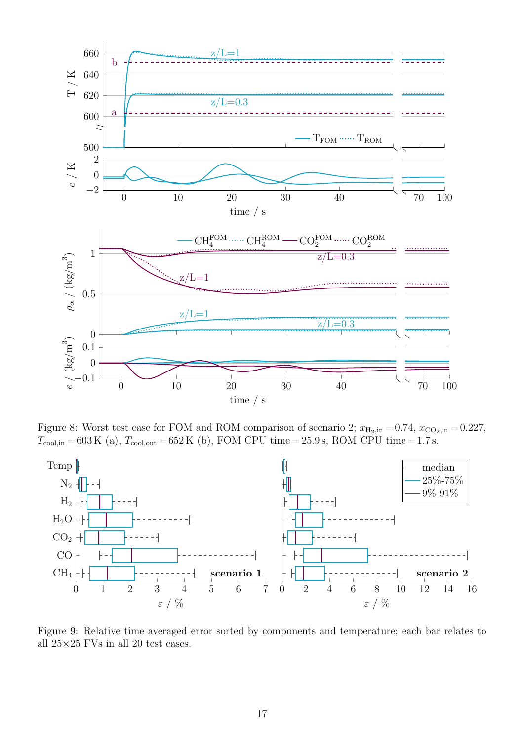Figure 8: Worst test case for FOM and ROM comparison of scenario 2; $x_{\mathrm{H_2,in}} = 0.74$, $x_{\mathrm{CO_2,in}} = 0.227$, $T_{\mathrm{cool,in}} = 603\,\mathrm{K}$ (a), $T_{\mathrm{cool,out}} = 652\,\mathrm{K}$ (b), FOM CPU time = 25.9 s, ROM CPU time = 1.7 s.

Figure 9: Relative time averaged error sorted by components and temperature; each bar relates to all 25×25 FVs in all 20 test cases.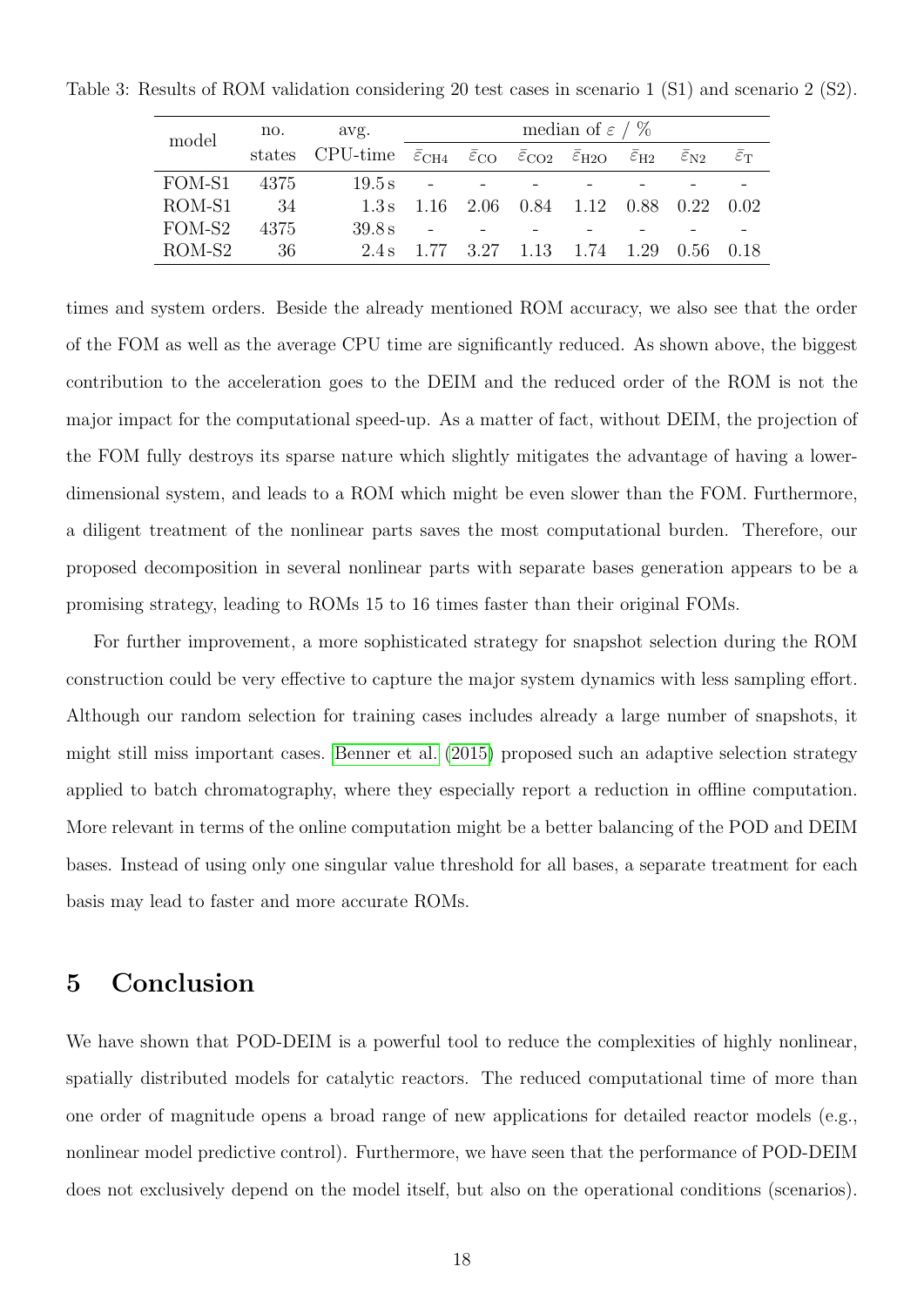Table 3: Results of ROM validation considering 20 test cases in scenario 1 (S1) and scenario 2 (S2).

| model | no. states | avg. CPU-time | median of $\varepsilon$ / % | | | | | | |
|---|---|---|---|---|---|---|---|---|---|
| | | | $\bar{\varepsilon}_{\mathrm{CH4}}$ | $\bar{\varepsilon}_{\mathrm{CO}}$ | $\bar{\varepsilon}_{\mathrm{CO2}}$ | $\bar{\varepsilon}_{\mathrm{H2O}}$ | $\bar{\varepsilon}_{\mathrm{H2}}$ | $\bar{\varepsilon}_{\mathrm{N2}}$ | $\bar{\varepsilon}_{\mathrm{T}}$ |
| FOM-S1 | 4375 | 19.5 s | - | - | - | - | - | - | - |
| ROM-S1 | 34 | 1.3 s | 1.16 | 2.06 | 0.84 | 1.12 | 0.88 | 0.22 | 0.02 |
| FOM-S2 | 4375 | 39.8 s | - | - | - | - | - | - | - |
| ROM-S2 | 36 | 2.4 s | 1.77 | 3.27 | 1.13 | 1.74 | 1.29 | 0.56 | 0.18 |

times and system orders. Beside the already mentioned ROM accuracy, we also see that the order of the FOM as well as the average CPU time are significantly reduced. As shown above, the biggest contribution to the acceleration goes to the DEIM and the reduced order of the ROM is not the major impact for the computational speed-up. As a matter of fact, without DEIM, the projection of the FOM fully destroys its sparse nature which slightly mitigates the advantage of having a lower-dimensional system, and leads to a ROM which might be even slower than the FOM. Furthermore, a diligent treatment of the nonlinear parts saves the most computational burden. Therefore, our proposed decomposition in several nonlinear parts with separate bases generation appears to be a promising strategy, leading to ROMs 15 to 16 times faster than their original FOMs.

For further improvement, a more sophisticated strategy for snapshot selection during the ROM construction could be very effective to capture the major system dynamics with less sampling effort. Although our random selection for training cases includes already a large number of snapshots, it might still miss important cases. Benner et al. (2015) proposed such an adaptive selection strategy applied to batch chromatography, where they especially report a reduction in offline computation. More relevant in terms of the online computation might be a better balancing of the POD and DEIM bases. Instead of using only one singular value threshold for all bases, a separate treatment for each basis may lead to faster and more accurate ROMs.

## 5 Conclusion

We have shown that POD-DEIM is a powerful tool to reduce the complexities of highly nonlinear, spatially distributed models for catalytic reactors. The reduced computational time of more than one order of magnitude opens a broad range of new applications for detailed reactor models (e.g., nonlinear model predictive control). Furthermore, we have seen that the performance of POD-DEIM does not exclusively depend on the model itself, but also on the operational conditions (scenarios).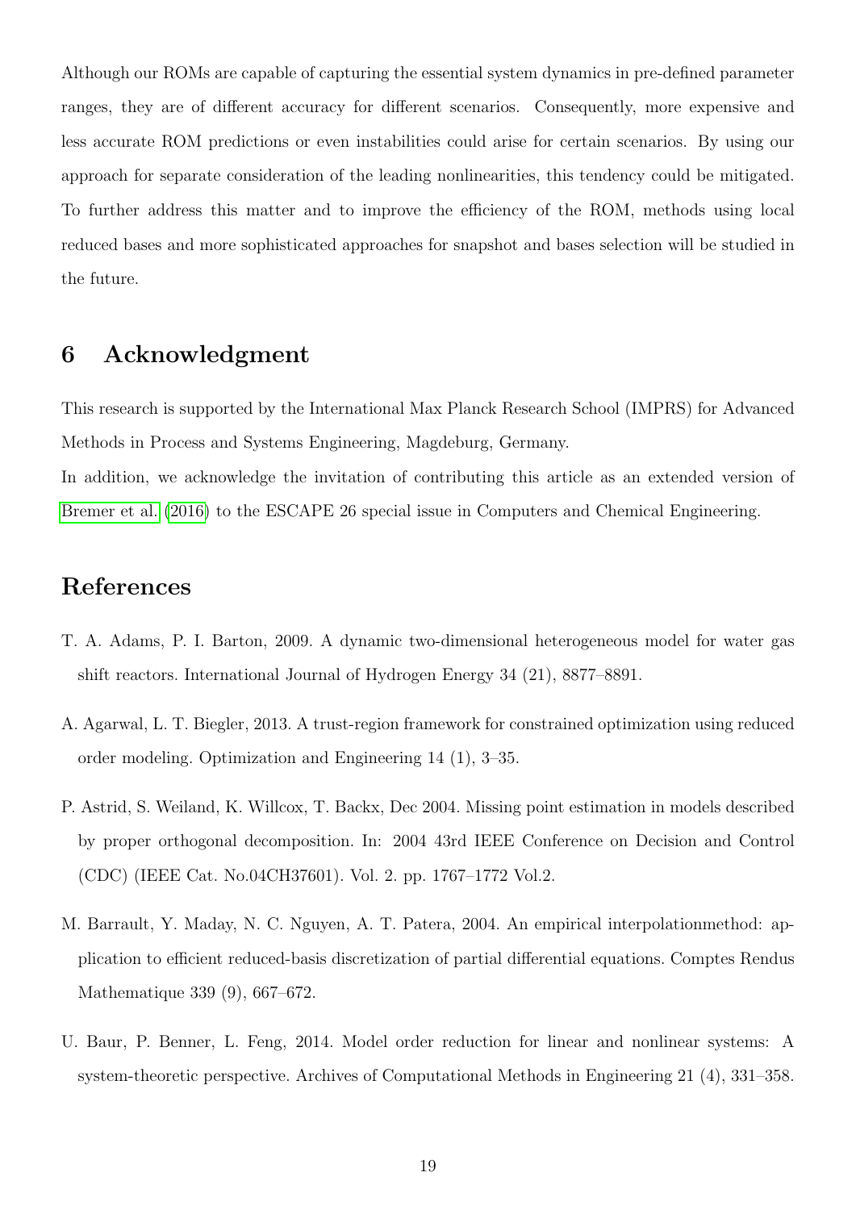Although our ROMs are capable of capturing the essential system dynamics in pre-defined parameter ranges, they are of different accuracy for different scenarios. Consequently, more expensive and less accurate ROM predictions or even instabilities could arise for certain scenarios. By using our approach for separate consideration of the leading nonlinearities, this tendency could be mitigated. To further address this matter and to improve the efficiency of the ROM, methods using local reduced bases and more sophisticated approaches for snapshot and bases selection will be studied in the future.

## 6 Acknowledgment

This research is supported by the International Max Planck Research School (IMPRS) for Advanced Methods in Process and Systems Engineering, Magdeburg, Germany.
In addition, we acknowledge the invitation of contributing this article as an extended version of Bremer et al. (2016) to the ESCAPE 26 special issue in Computers and Chemical Engineering.

## References

T. A. Adams, P. I. Barton, 2009. A dynamic two-dimensional heterogeneous model for water gas shift reactors. International Journal of Hydrogen Energy 34 (21), 8877–8891.

A. Agarwal, L. T. Biegler, 2013. A trust-region framework for constrained optimization using reduced order modeling. Optimization and Engineering 14 (1), 3–35.

P. Astrid, S. Weiland, K. Willcox, T. Backx, Dec 2004. Missing point estimation in models described by proper orthogonal decomposition. In: 2004 43rd IEEE Conference on Decision and Control (CDC) (IEEE Cat. No.04CH37601). Vol. 2. pp. 1767–1772 Vol.2.

M. Barrault, Y. Maday, N. C. Nguyen, A. T. Patera, 2004. An empirical interpolationmethod: application to efficient reduced-basis discretization of partial differential equations. Comptes Rendus Mathematique 339 (9), 667–672.

U. Baur, P. Benner, L. Feng, 2014. Model order reduction for linear and nonlinear systems: A system-theoretic perspective. Archives of Computational Methods in Engineering 21 (4), 331–358.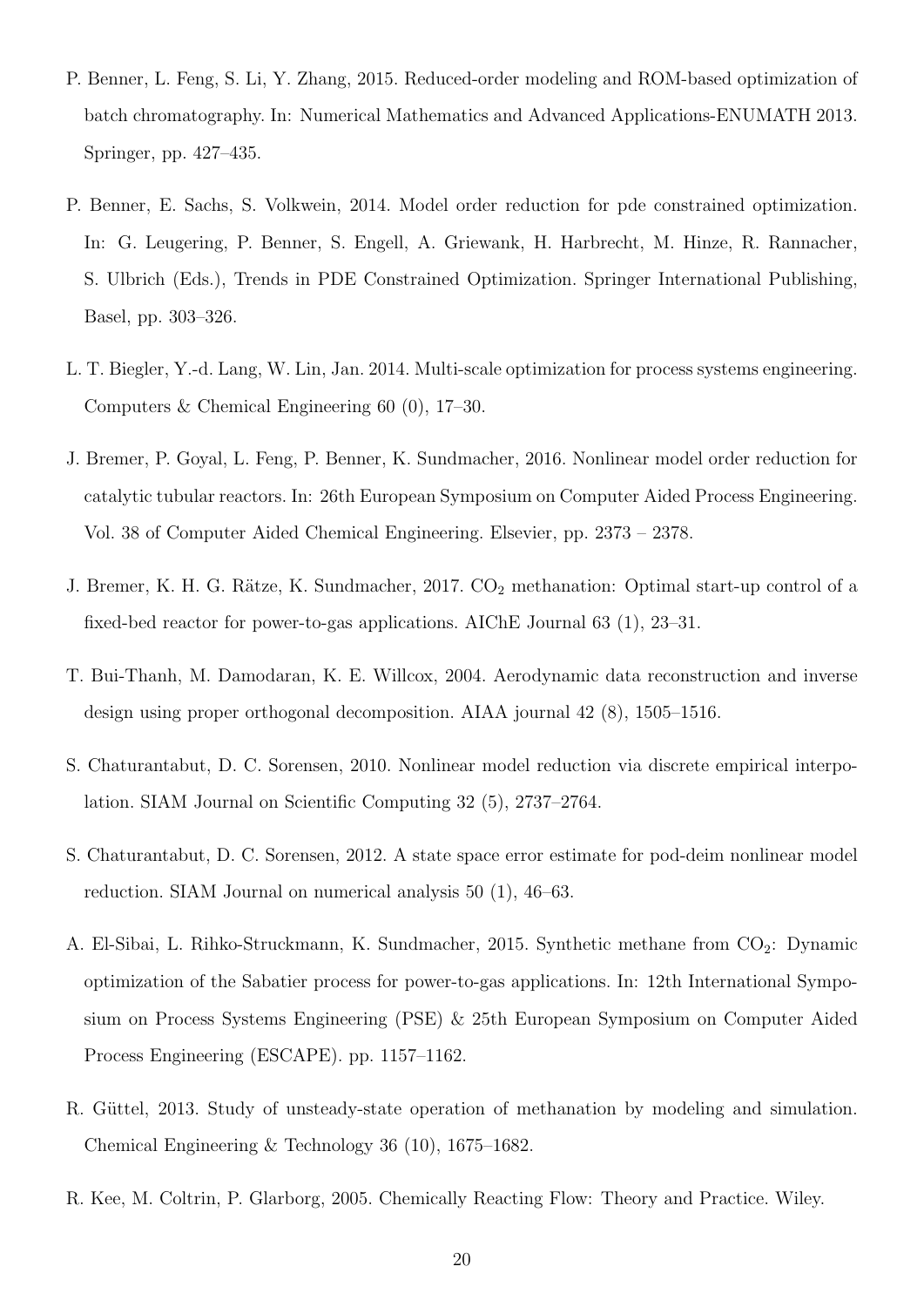P. Benner, L. Feng, S. Li, Y. Zhang, 2015. Reduced-order modeling and ROM-based optimization of batch chromatography. In: Numerical Mathematics and Advanced Applications-ENUMATH 2013. Springer, pp. 427–435.

P. Benner, E. Sachs, S. Volkwein, 2014. Model order reduction for pde constrained optimization. In: G. Leugering, P. Benner, S. Engell, A. Griewank, H. Harbrecht, M. Hinze, R. Rannacher, S. Ulbrich (Eds.), Trends in PDE Constrained Optimization. Springer International Publishing, Basel, pp. 303–326.

L. T. Biegler, Y.-d. Lang, W. Lin, Jan. 2014. Multi-scale optimization for process systems engineering. Computers & Chemical Engineering 60 (0), 17–30.

J. Bremer, P. Goyal, L. Feng, P. Benner, K. Sundmacher, 2016. Nonlinear model order reduction for catalytic tubular reactors. In: 26th European Symposium on Computer Aided Process Engineering. Vol. 38 of Computer Aided Chemical Engineering. Elsevier, pp. 2373 – 2378.

J. Bremer, K. H. G. Rätze, K. Sundmacher, 2017. $CO_2$ methanation: Optimal start-up control of a fixed-bed reactor for power-to-gas applications. AIChE Journal 63 (1), 23–31.

T. Bui-Thanh, M. Damodaran, K. E. Willcox, 2004. Aerodynamic data reconstruction and inverse design using proper orthogonal decomposition. AIAA journal 42 (8), 1505–1516.

S. Chaturantabut, D. C. Sorensen, 2010. Nonlinear model reduction via discrete empirical interpolation. SIAM Journal on Scientific Computing 32 (5), 2737–2764.

S. Chaturantabut, D. C. Sorensen, 2012. A state space error estimate for pod-deim nonlinear model reduction. SIAM Journal on numerical analysis 50 (1), 46–63.

A. El-Sibai, L. Rihko-Struckmann, K. Sundmacher, 2015. Synthetic methane from $CO_2$: Dynamic optimization of the Sabatier process for power-to-gas applications. In: 12th International Symposium on Process Systems Engineering (PSE) & 25th European Symposium on Computer Aided Process Engineering (ESCAPE). pp. 1157–1162.

R. Güttel, 2013. Study of unsteady-state operation of methanation by modeling and simulation. Chemical Engineering & Technology 36 (10), 1675–1682.

R. Kee, M. Coltrin, P. Glarborg, 2005. Chemically Reacting Flow: Theory and Practice. Wiley.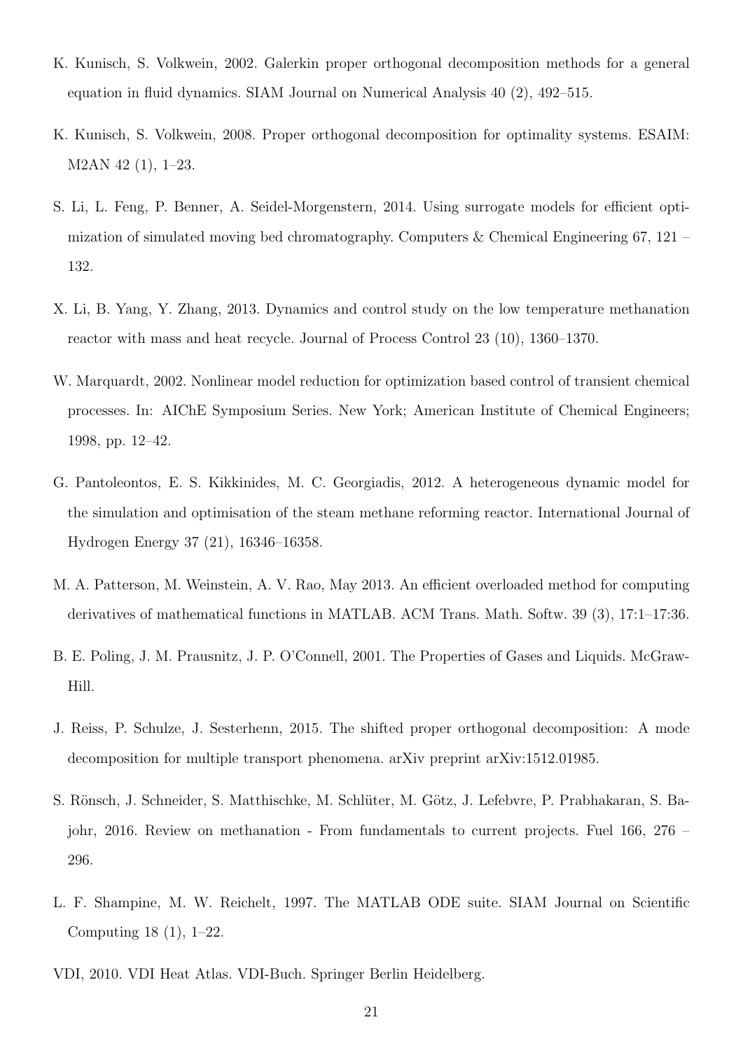K. Kunisch, S. Volkwein, 2002. Galerkin proper orthogonal decomposition methods for a general equation in fluid dynamics. SIAM Journal on Numerical Analysis 40 (2), 492–515.

K. Kunisch, S. Volkwein, 2008. Proper orthogonal decomposition for optimality systems. ESAIM: M2AN 42 (1), 1–23.

S. Li, L. Feng, P. Benner, A. Seidel-Morgenstern, 2014. Using surrogate models for efficient optimization of simulated moving bed chromatography. Computers & Chemical Engineering 67, 121 – 132.

X. Li, B. Yang, Y. Zhang, 2013. Dynamics and control study on the low temperature methanation reactor with mass and heat recycle. Journal of Process Control 23 (10), 1360–1370.

W. Marquardt, 2002. Nonlinear model reduction for optimization based control of transient chemical processes. In: AIChE Symposium Series. New York; American Institute of Chemical Engineers; 1998, pp. 12–42.

G. Pantoleontos, E. S. Kikkinides, M. C. Georgiadis, 2012. A heterogeneous dynamic model for the simulation and optimisation of the steam methane reforming reactor. International Journal of Hydrogen Energy 37 (21), 16346–16358.

M. A. Patterson, M. Weinstein, A. V. Rao, May 2013. An efficient overloaded method for computing derivatives of mathematical functions in MATLAB. ACM Trans. Math. Softw. 39 (3), 17:1–17:36.

B. E. Poling, J. M. Prausnitz, J. P. O'Connell, 2001. The Properties of Gases and Liquids. McGraw-Hill.

J. Reiss, P. Schulze, J. Sesterhenn, 2015. The shifted proper orthogonal decomposition: A mode decomposition for multiple transport phenomena. arXiv preprint arXiv:1512.01985.

S. Rönsch, J. Schneider, S. Matthischke, M. Schlüter, M. Götz, J. Lefebvre, P. Prabhakaran, S. Bajohr, 2016. Review on methanation - From fundamentals to current projects. Fuel 166, 276 – 296.

L. F. Shampine, M. W. Reichelt, 1997. The MATLAB ODE suite. SIAM Journal on Scientific Computing 18 (1), 1–22.

VDI, 2010. VDI Heat Atlas. VDI-Buch. Springer Berlin Heidelberg.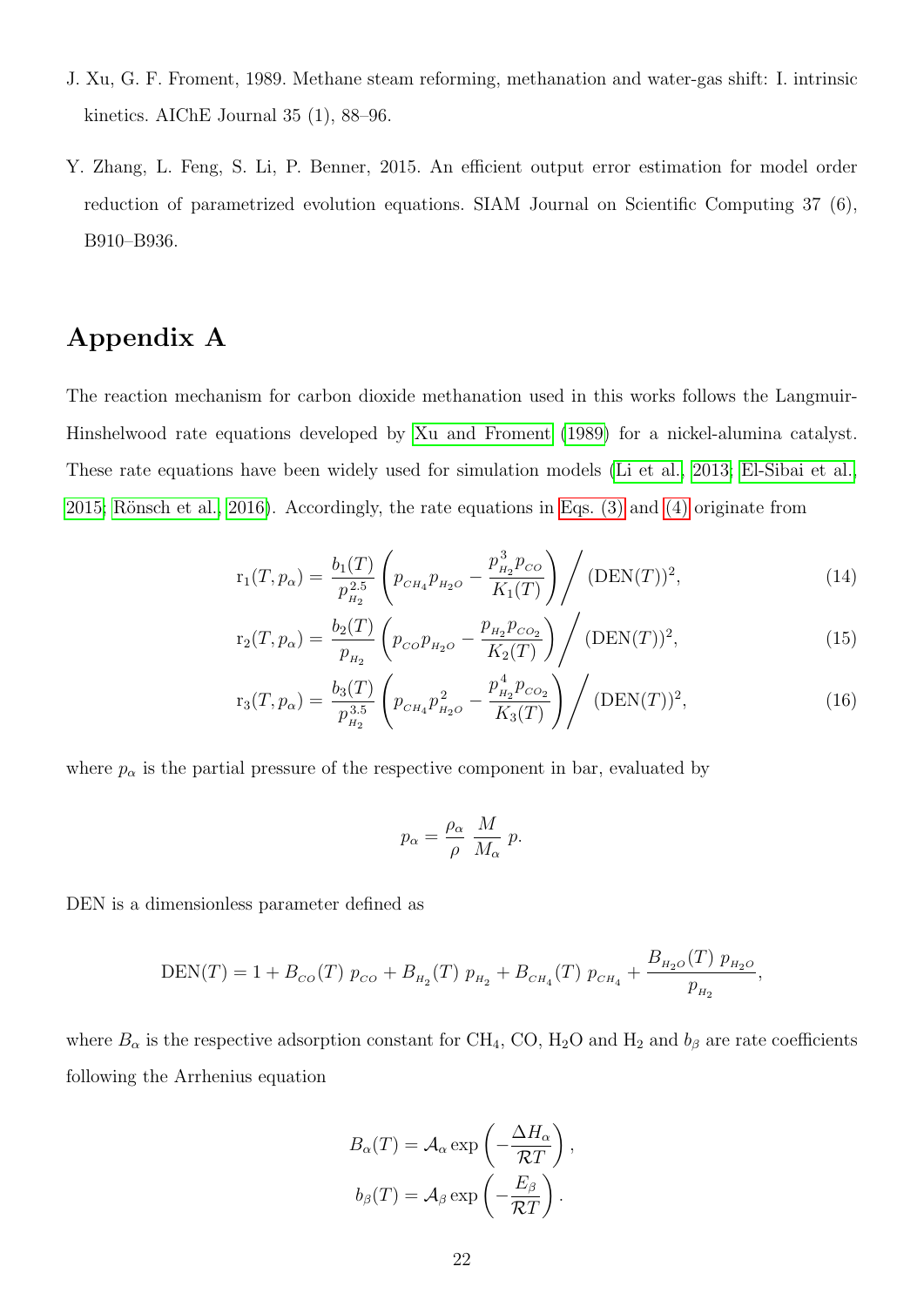J. Xu, G. F. Froment, 1989. Methane steam reforming, methanation and water-gas shift: I. intrinsic kinetics. AIChE Journal 35 (1), 88–96.

Y. Zhang, L. Feng, S. Li, P. Benner, 2015. An efficient output error estimation for model order reduction of parametrized evolution equations. SIAM Journal on Scientific Computing 37 (6), B910–B936.

# Appendix A

The reaction mechanism for carbon dioxide methanation used in this works follows the Langmuir-Hinshelwood rate equations developed by Xu and Froment (1989) for a nickel-alumina catalyst. These rate equations have been widely used for simulation models (Li et al., 2013; El-Sibai et al., 2015; Rönsch et al., 2016). Accordingly, the rate equations in Eqs. (3) and (4) originate from

$$\mathrm{r}_1(T, p_\alpha) = \frac{b_1(T)}{p_{H_2}^{2.5}} \left( p_{CH_4} p_{H_2O} - \frac{p_{H_2}^3 p_{CO}}{K_1(T)} \right) \Bigg/ (\mathrm{DEN}(T))^2, \tag{14}$$

$$\mathrm{r}_2(T, p_\alpha) = \frac{b_2(T)}{p_{H_2}} \left( p_{CO} p_{H_2O} - \frac{p_{H_2} p_{CO_2}}{K_2(T)} \right) \Bigg/ (\mathrm{DEN}(T))^2, \tag{15}$$

$$\mathrm{r}_3(T, p_\alpha) = \frac{b_3(T)}{p_{H_2}^{3.5}} \left( p_{CH_4} p_{H_2O}^2 - \frac{p_{H_2}^4 p_{CO_2}}{K_3(T)} \right) \Bigg/ (\mathrm{DEN}(T))^2, \tag{16}$$

where $p_\alpha$ is the partial pressure of the respective component in bar, evaluated by

$$p_\alpha = \frac{\rho_\alpha}{\rho} \, \frac{M}{M_\alpha} \, p.$$

DEN is a dimensionless parameter defined as

$$\mathrm{DEN}(T) = 1 + B_{CO}(T) \, p_{CO} + B_{H_2}(T) \, p_{H_2} + B_{CH_4}(T) \, p_{CH_4} + \frac{B_{H_2O}(T) \, p_{H_2O}}{p_{H_2}},$$

where $B_\alpha$ is the respective adsorption constant for $CH_4$, CO, $H_2O$ and $H_2$ and $b_\beta$ are rate coefficients following the Arrhenius equation

$$B_\alpha(T) = \mathcal{A}_\alpha \exp\left( -\frac{\Delta H_\alpha}{\mathcal{R}T} \right),$$
$$b_\beta(T) = \mathcal{A}_\beta \exp\left( -\frac{E_\beta}{\mathcal{R}T} \right).$$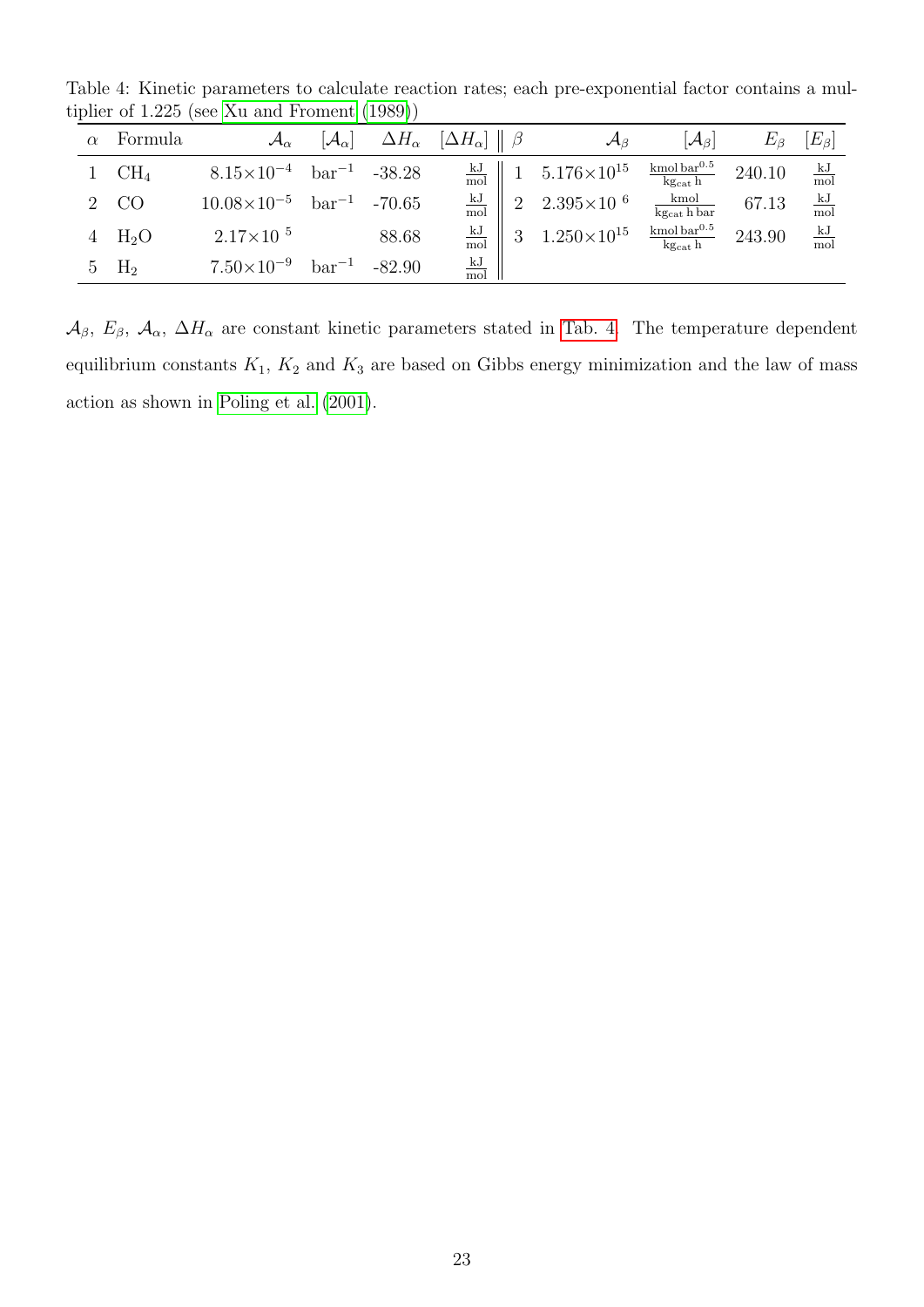Table 4: Kinetic parameters to calculate reaction rates; each pre-exponential factor contains a multiplier of 1.225 (see Xu and Froment (1989))

| $\alpha$ | Formula | $\mathcal{A}_\alpha$ | $[\mathcal{A}_\alpha]$ | $\Delta H_\alpha$ | $[\Delta H_\alpha]$ | $\beta$ | $\mathcal{A}_\beta$ | $[\mathcal{A}_\beta]$ | $E_\beta$ | $[E_\beta]$ |
|---|---|---|---|---|---|---|---|---|---|---|
| 1 | $CH_4$ | $8.15\times10^{-4}$ | $\mathrm{bar}^{-1}$ | -38.28 | $\frac{\mathrm{kJ}}{\mathrm{mol}}$ | 1 | $5.176\times10^{15}$ | $\frac{\mathrm{kmol\,bar}^{0.5}}{\mathrm{kg_{cat}\,h}}$ | 240.10 | $\frac{\mathrm{kJ}}{\mathrm{mol}}$ |
| 2 | $CO$ | $10.08\times10^{-5}$ | $\mathrm{bar}^{-1}$ | -70.65 | $\frac{\mathrm{kJ}}{\mathrm{mol}}$ | 2 | $2.395\times10^{6}$ | $\frac{\mathrm{kmol}}{\mathrm{kg_{cat}\,h\,bar}}$ | 67.13 | $\frac{\mathrm{kJ}}{\mathrm{mol}}$ |
| 4 | $H_2O$ | $2.17\times10^{5}$ | | 88.68 | $\frac{\mathrm{kJ}}{\mathrm{mol}}$ | 3 | $1.250\times10^{15}$ | $\frac{\mathrm{kmol\,bar}^{0.5}}{\mathrm{kg_{cat}\,h}}$ | 243.90 | $\frac{\mathrm{kJ}}{\mathrm{mol}}$ |
| 5 | $H_2$ | $7.50\times10^{-9}$ | $\mathrm{bar}^{-1}$ | -82.90 | $\frac{\mathrm{kJ}}{\mathrm{mol}}$ | | | | | |

$\mathcal{A}_\beta$, $E_\beta$, $\mathcal{A}_\alpha$, $\Delta H_\alpha$ are constant kinetic parameters stated in Tab. 4. The temperature dependent equilibrium constants $K_1$, $K_2$ and $K_3$ are based on Gibbs energy minimization and the law of mass action as shown in Poling et al. (2001).